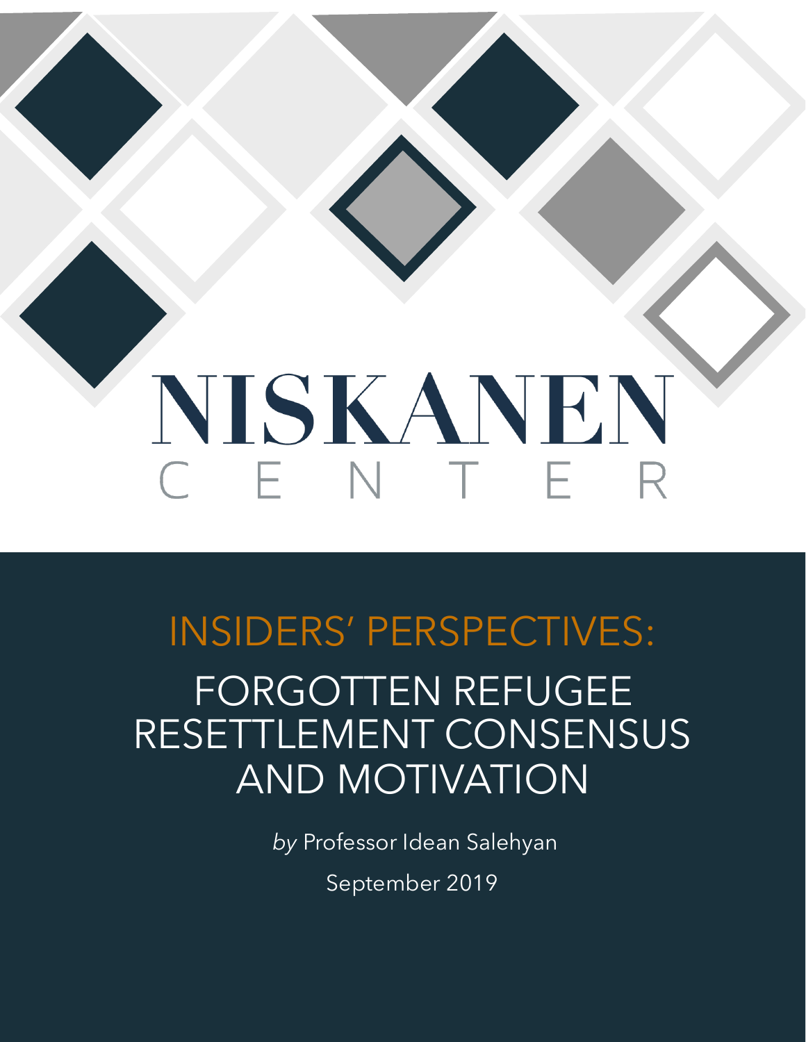# NISKANEN CENTER

## INSIDERS' PERSPECTIVES:

# FORGOTTEN REFUGEE RESETTLEMENT CONSENSUS AND MOTIVATION

*by* Professor Idean Salehyan

September 2019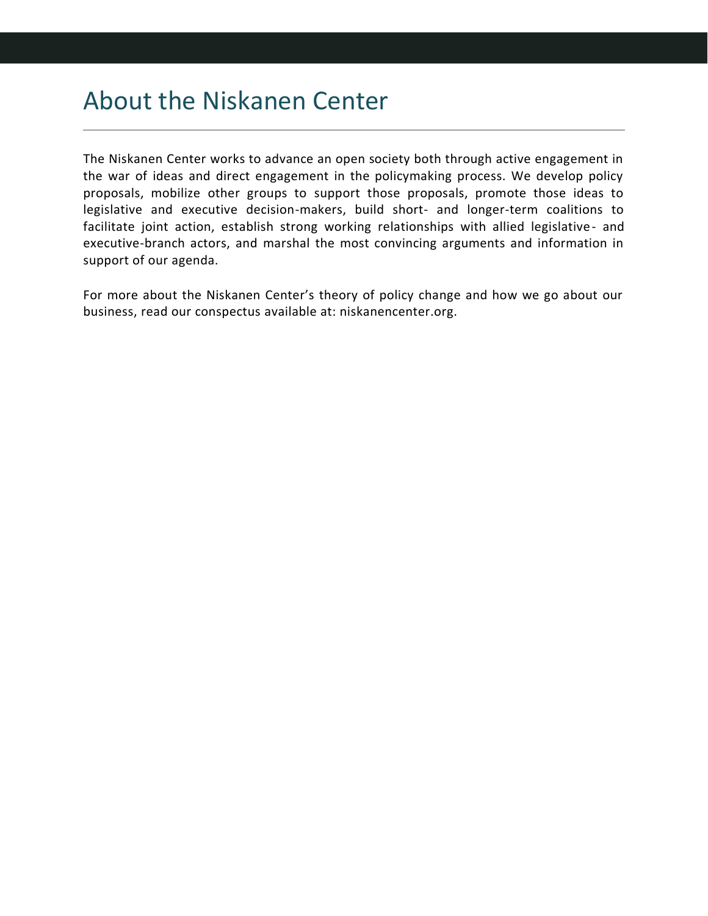# About the Niskanen Center

The Niskanen Center works to advance an open society both through active engagement in the war of ideas and direct engagement in the policymaking process. We develop policy proposals, mobilize other groups to support those proposals, promote those ideas to legislative and executive decision-makers, build short- and longer-term coalitions to facilitate joint action, establish strong working relationships with allied legislative- and executive-branch actors, and marshal the most convincing arguments and information in support of our agenda.

For more about the Niskanen Center's theory of policy change and how we go about our business, read our conspectus available at: niskanencenter.org.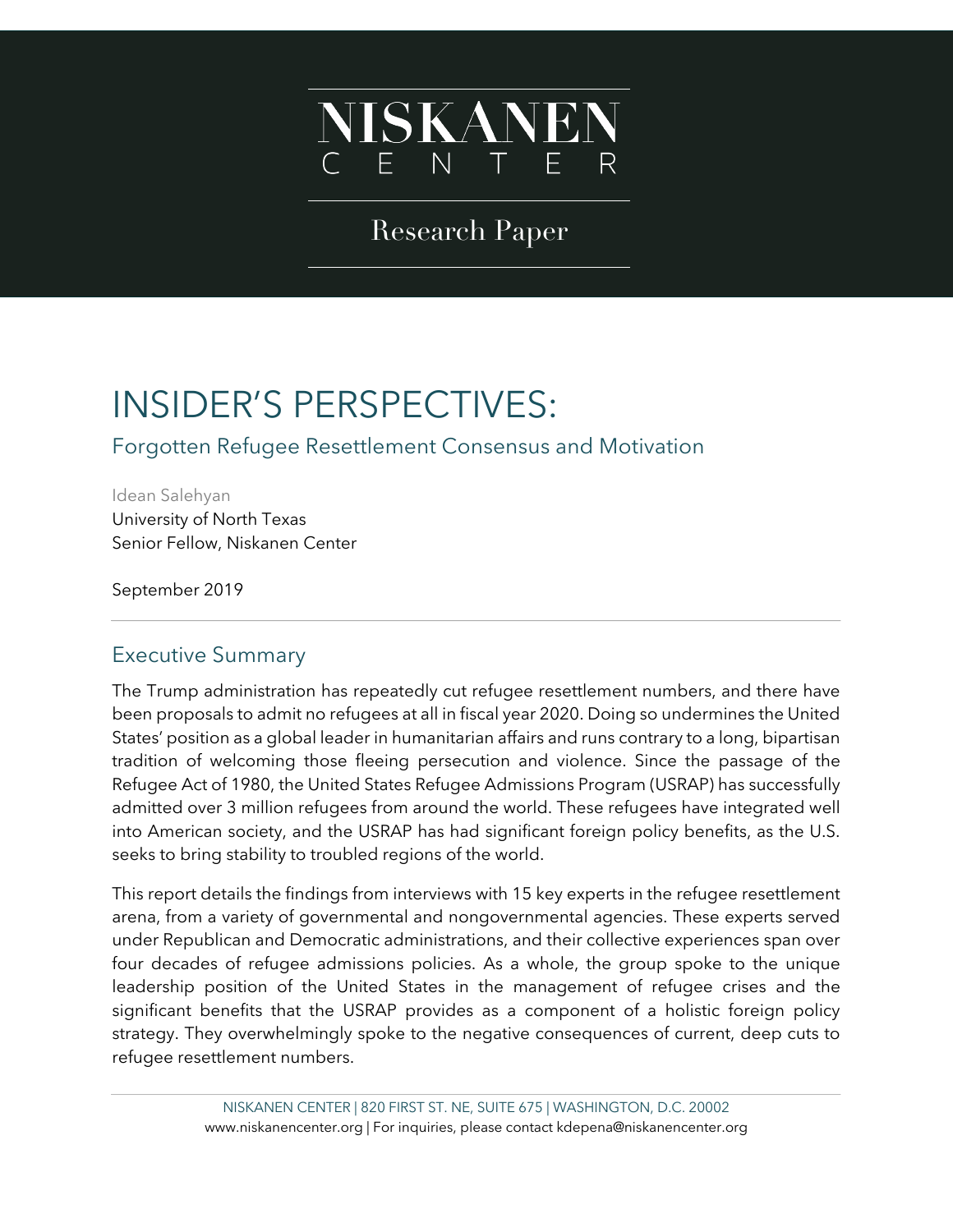NISKANEN CENTER

Research Paper

# INSIDER'S PERSPECTIVES:

## Forgotten Refugee Resettlement Consensus and Motivation

Idean Salehyan
University of North Texas
Senior Fellow, Niskanen Center

September 2019

## Executive Summary

The Trump administration has repeatedly cut refugee resettlement numbers, and there have been proposals to admit no refugees at all in fiscal year 2020. Doing so undermines the United States' position as a global leader in humanitarian affairs and runs contrary to a long, bipartisan tradition of welcoming those fleeing persecution and violence. Since the passage of the Refugee Act of 1980, the United States Refugee Admissions Program (USRAP) has successfully admitted over 3 million refugees from around the world. These refugees have integrated well into American society, and the USRAP has had significant foreign policy benefits, as the U.S. seeks to bring stability to troubled regions of the world.

This report details the findings from interviews with 15 key experts in the refugee resettlement arena, from a variety of governmental and nongovernmental agencies. These experts served under Republican and Democratic administrations, and their collective experiences span over four decades of refugee admissions policies. As a whole, the group spoke to the unique leadership position of the United States in the management of refugee crises and the significant benefits that the USRAP provides as a component of a holistic foreign policy strategy. They overwhelmingly spoke to the negative consequences of current, deep cuts to refugee resettlement numbers.

NISKANEN CENTER | 820 FIRST ST. NE, SUITE 675 | WASHINGTON, D.C. 20002
www.niskanencenter.org | For inquiries, please contact kdepena@niskanencenter.org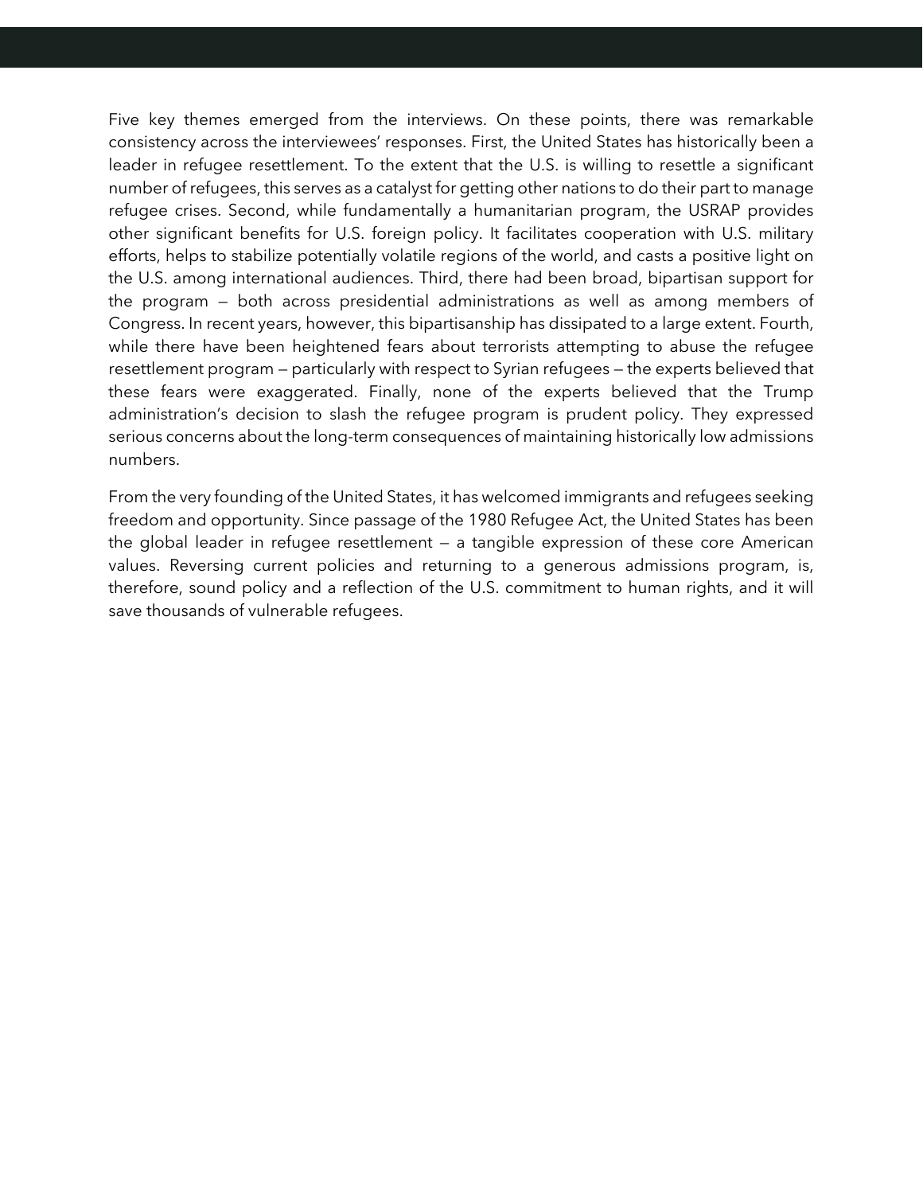Five key themes emerged from the interviews. On these points, there was remarkable consistency across the interviewees' responses. First, the United States has historically been a leader in refugee resettlement. To the extent that the U.S. is willing to resettle a significant number of refugees, this serves as a catalyst for getting other nations to do their part to manage refugee crises. Second, while fundamentally a humanitarian program, the USRAP provides other significant benefits for U.S. foreign policy. It facilitates cooperation with U.S. military efforts, helps to stabilize potentially volatile regions of the world, and casts a positive light on the U.S. among international audiences. Third, there had been broad, bipartisan support for the program — both across presidential administrations as well as among members of Congress. In recent years, however, this bipartisanship has dissipated to a large extent. Fourth, while there have been heightened fears about terrorists attempting to abuse the refugee resettlement program — particularly with respect to Syrian refugees — the experts believed that these fears were exaggerated. Finally, none of the experts believed that the Trump administration's decision to slash the refugee program is prudent policy. They expressed serious concerns about the long-term consequences of maintaining historically low admissions numbers.

From the very founding of the United States, it has welcomed immigrants and refugees seeking freedom and opportunity. Since passage of the 1980 Refugee Act, the United States has been the global leader in refugee resettlement — a tangible expression of these core American values. Reversing current policies and returning to a generous admissions program, is, therefore, sound policy and a reflection of the U.S. commitment to human rights, and it will save thousands of vulnerable refugees.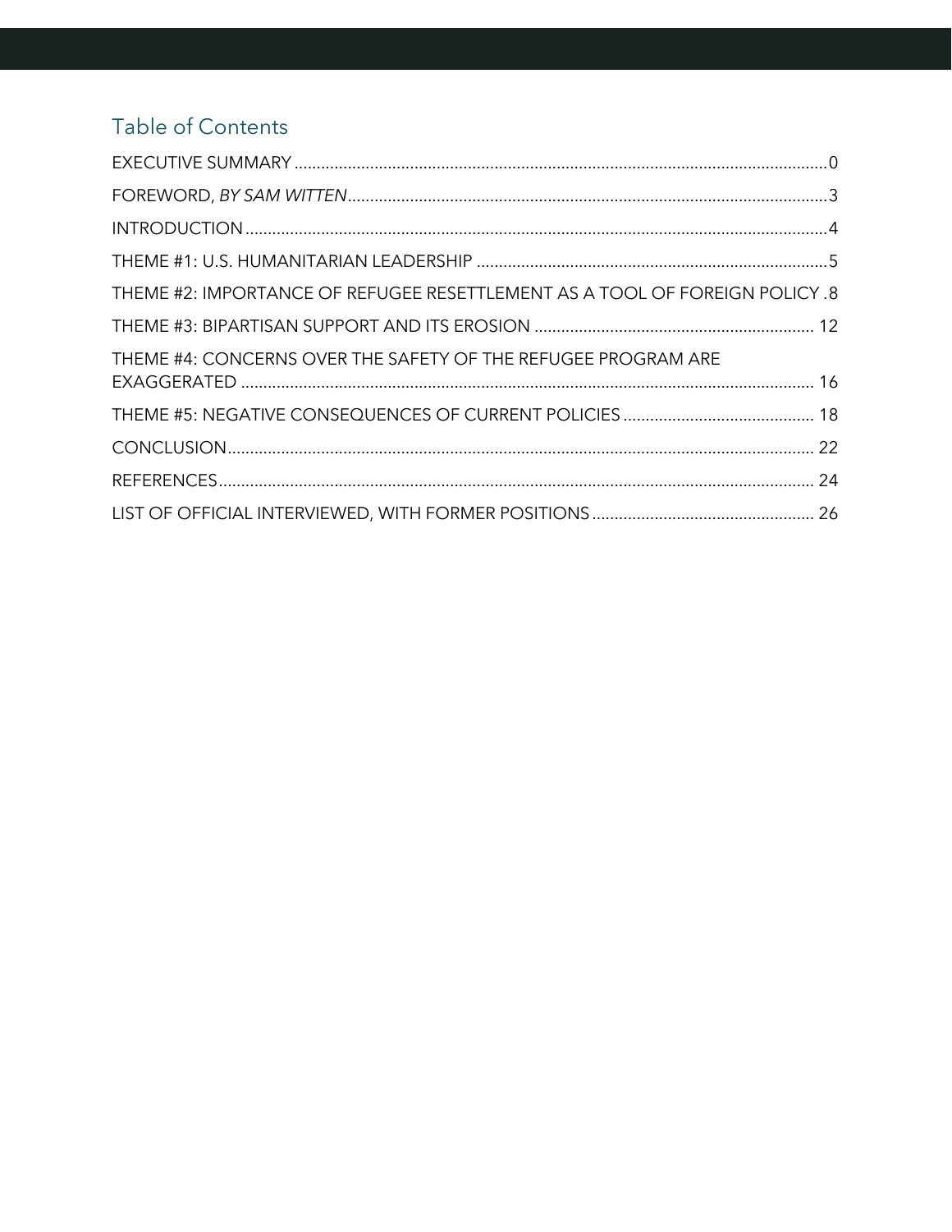## Table of Contents

EXECUTIVE SUMMARY ....................................................................................................................0

FOREWORD, *BY SAM WITTEN*.......................................................................................................3

INTRODUCTION ..............................................................................................................................4

THEME #1: U.S. HUMANITARIAN LEADERSHIP ...........................................................................5

THEME #2: IMPORTANCE OF REFUGEE RESETTLEMENT AS A TOOL OF FOREIGN POLICY .8

THEME #3: BIPARTISAN SUPPORT AND ITS EROSION ............................................................. 12

THEME #4: CONCERNS OVER THE SAFETY OF THE REFUGEE PROGRAM ARE EXAGGERATED ............................................................................................................................... 16

THEME #5: NEGATIVE CONSEQUENCES OF CURRENT POLICIES ........................................... 18

CONCLUSION.................................................................................................................................. 22

REFERENCES.................................................................................................................................... 24

LIST OF OFFICIAL INTERVIEWED, WITH FORMER POSITIONS .................................................. 26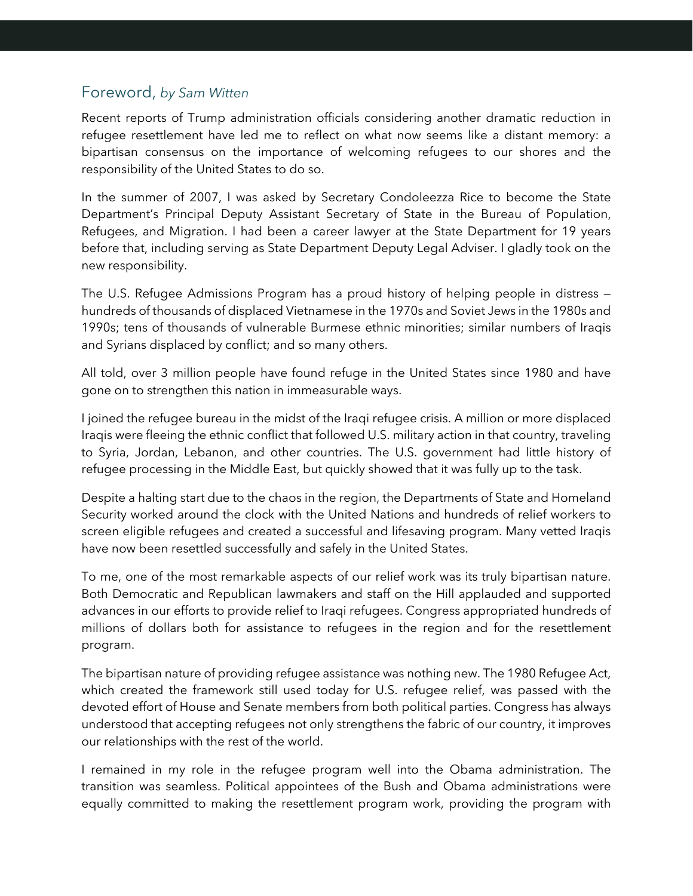## Foreword, *by Sam Witten*

Recent reports of Trump administration officials considering another dramatic reduction in refugee resettlement have led me to reflect on what now seems like a distant memory: a bipartisan consensus on the importance of welcoming refugees to our shores and the responsibility of the United States to do so.

In the summer of 2007, I was asked by Secretary Condoleezza Rice to become the State Department's Principal Deputy Assistant Secretary of State in the Bureau of Population, Refugees, and Migration. I had been a career lawyer at the State Department for 19 years before that, including serving as State Department Deputy Legal Adviser. I gladly took on the new responsibility.

The U.S. Refugee Admissions Program has a proud history of helping people in distress — hundreds of thousands of displaced Vietnamese in the 1970s and Soviet Jews in the 1980s and 1990s; tens of thousands of vulnerable Burmese ethnic minorities; similar numbers of Iraqis and Syrians displaced by conflict; and so many others.

All told, over 3 million people have found refuge in the United States since 1980 and have gone on to strengthen this nation in immeasurable ways.

I joined the refugee bureau in the midst of the Iraqi refugee crisis. A million or more displaced Iraqis were fleeing the ethnic conflict that followed U.S. military action in that country, traveling to Syria, Jordan, Lebanon, and other countries. The U.S. government had little history of refugee processing in the Middle East, but quickly showed that it was fully up to the task.

Despite a halting start due to the chaos in the region, the Departments of State and Homeland Security worked around the clock with the United Nations and hundreds of relief workers to screen eligible refugees and created a successful and lifesaving program. Many vetted Iraqis have now been resettled successfully and safely in the United States.

To me, one of the most remarkable aspects of our relief work was its truly bipartisan nature. Both Democratic and Republican lawmakers and staff on the Hill applauded and supported advances in our efforts to provide relief to Iraqi refugees. Congress appropriated hundreds of millions of dollars both for assistance to refugees in the region and for the resettlement program.

The bipartisan nature of providing refugee assistance was nothing new. The 1980 Refugee Act, which created the framework still used today for U.S. refugee relief, was passed with the devoted effort of House and Senate members from both political parties. Congress has always understood that accepting refugees not only strengthens the fabric of our country, it improves our relationships with the rest of the world.

I remained in my role in the refugee program well into the Obama administration. The transition was seamless. Political appointees of the Bush and Obama administrations were equally committed to making the resettlement program work, providing the program with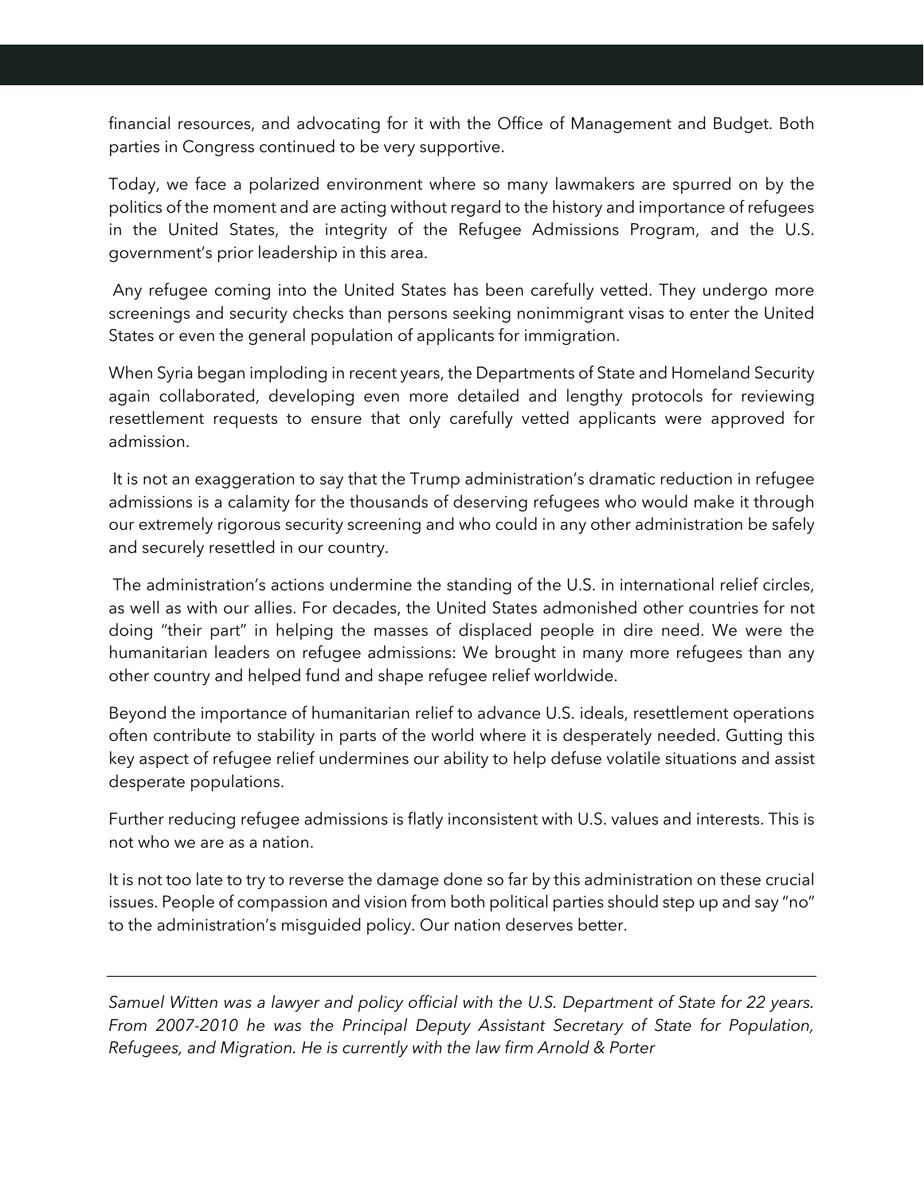financial resources, and advocating for it with the Office of Management and Budget. Both parties in Congress continued to be very supportive.

Today, we face a polarized environment where so many lawmakers are spurred on by the politics of the moment and are acting without regard to the history and importance of refugees in the United States, the integrity of the Refugee Admissions Program, and the U.S. government's prior leadership in this area.

Any refugee coming into the United States has been carefully vetted. They undergo more screenings and security checks than persons seeking nonimmigrant visas to enter the United States or even the general population of applicants for immigration.

When Syria began imploding in recent years, the Departments of State and Homeland Security again collaborated, developing even more detailed and lengthy protocols for reviewing resettlement requests to ensure that only carefully vetted applicants were approved for admission.

It is not an exaggeration to say that the Trump administration's dramatic reduction in refugee admissions is a calamity for the thousands of deserving refugees who would make it through our extremely rigorous security screening and who could in any other administration be safely and securely resettled in our country.

The administration's actions undermine the standing of the U.S. in international relief circles, as well as with our allies. For decades, the United States admonished other countries for not doing "their part" in helping the masses of displaced people in dire need. We were the humanitarian leaders on refugee admissions: We brought in many more refugees than any other country and helped fund and shape refugee relief worldwide.

Beyond the importance of humanitarian relief to advance U.S. ideals, resettlement operations often contribute to stability in parts of the world where it is desperately needed. Gutting this key aspect of refugee relief undermines our ability to help defuse volatile situations and assist desperate populations.

Further reducing refugee admissions is flatly inconsistent with U.S. values and interests. This is not who we are as a nation.

It is not too late to try to reverse the damage done so far by this administration on these crucial issues. People of compassion and vision from both political parties should step up and say "no" to the administration's misguided policy. Our nation deserves better.

---

*Samuel Witten was a lawyer and policy official with the U.S. Department of State for 22 years. From 2007-2010 he was the Principal Deputy Assistant Secretary of State for Population, Refugees, and Migration. He is currently with the law firm Arnold & Porter*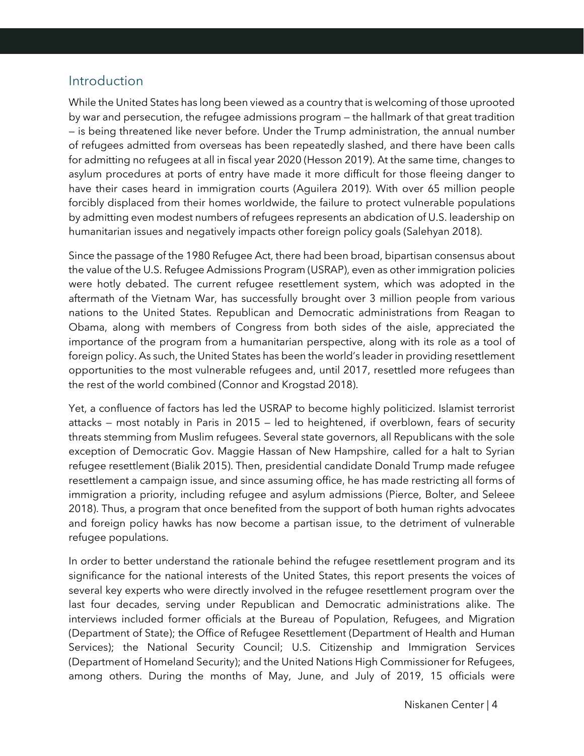## Introduction

While the United States has long been viewed as a country that is welcoming of those uprooted by war and persecution, the refugee admissions program — the hallmark of that great tradition — is being threatened like never before. Under the Trump administration, the annual number of refugees admitted from overseas has been repeatedly slashed, and there have been calls for admitting no refugees at all in fiscal year 2020 (Hesson 2019). At the same time, changes to asylum procedures at ports of entry have made it more difficult for those fleeing danger to have their cases heard in immigration courts (Aguilera 2019). With over 65 million people forcibly displaced from their homes worldwide, the failure to protect vulnerable populations by admitting even modest numbers of refugees represents an abdication of U.S. leadership on humanitarian issues and negatively impacts other foreign policy goals (Salehyan 2018).

Since the passage of the 1980 Refugee Act, there had been broad, bipartisan consensus about the value of the U.S. Refugee Admissions Program (USRAP), even as other immigration policies were hotly debated. The current refugee resettlement system, which was adopted in the aftermath of the Vietnam War, has successfully brought over 3 million people from various nations to the United States. Republican and Democratic administrations from Reagan to Obama, along with members of Congress from both sides of the aisle, appreciated the importance of the program from a humanitarian perspective, along with its role as a tool of foreign policy. As such, the United States has been the world's leader in providing resettlement opportunities to the most vulnerable refugees and, until 2017, resettled more refugees than the rest of the world combined (Connor and Krogstad 2018).

Yet, a confluence of factors has led the USRAP to become highly politicized. Islamist terrorist attacks — most notably in Paris in 2015 — led to heightened, if overblown, fears of security threats stemming from Muslim refugees. Several state governors, all Republicans with the sole exception of Democratic Gov. Maggie Hassan of New Hampshire, called for a halt to Syrian refugee resettlement (Bialik 2015). Then, presidential candidate Donald Trump made refugee resettlement a campaign issue, and since assuming office, he has made restricting all forms of immigration a priority, including refugee and asylum admissions (Pierce, Bolter, and Seleee 2018). Thus, a program that once benefited from the support of both human rights advocates and foreign policy hawks has now become a partisan issue, to the detriment of vulnerable refugee populations.

In order to better understand the rationale behind the refugee resettlement program and its significance for the national interests of the United States, this report presents the voices of several key experts who were directly involved in the refugee resettlement program over the last four decades, serving under Republican and Democratic administrations alike. The interviews included former officials at the Bureau of Population, Refugees, and Migration (Department of State); the Office of Refugee Resettlement (Department of Health and Human Services); the National Security Council; U.S. Citizenship and Immigration Services (Department of Homeland Security); and the United Nations High Commissioner for Refugees, among others. During the months of May, June, and July of 2019, 15 officials were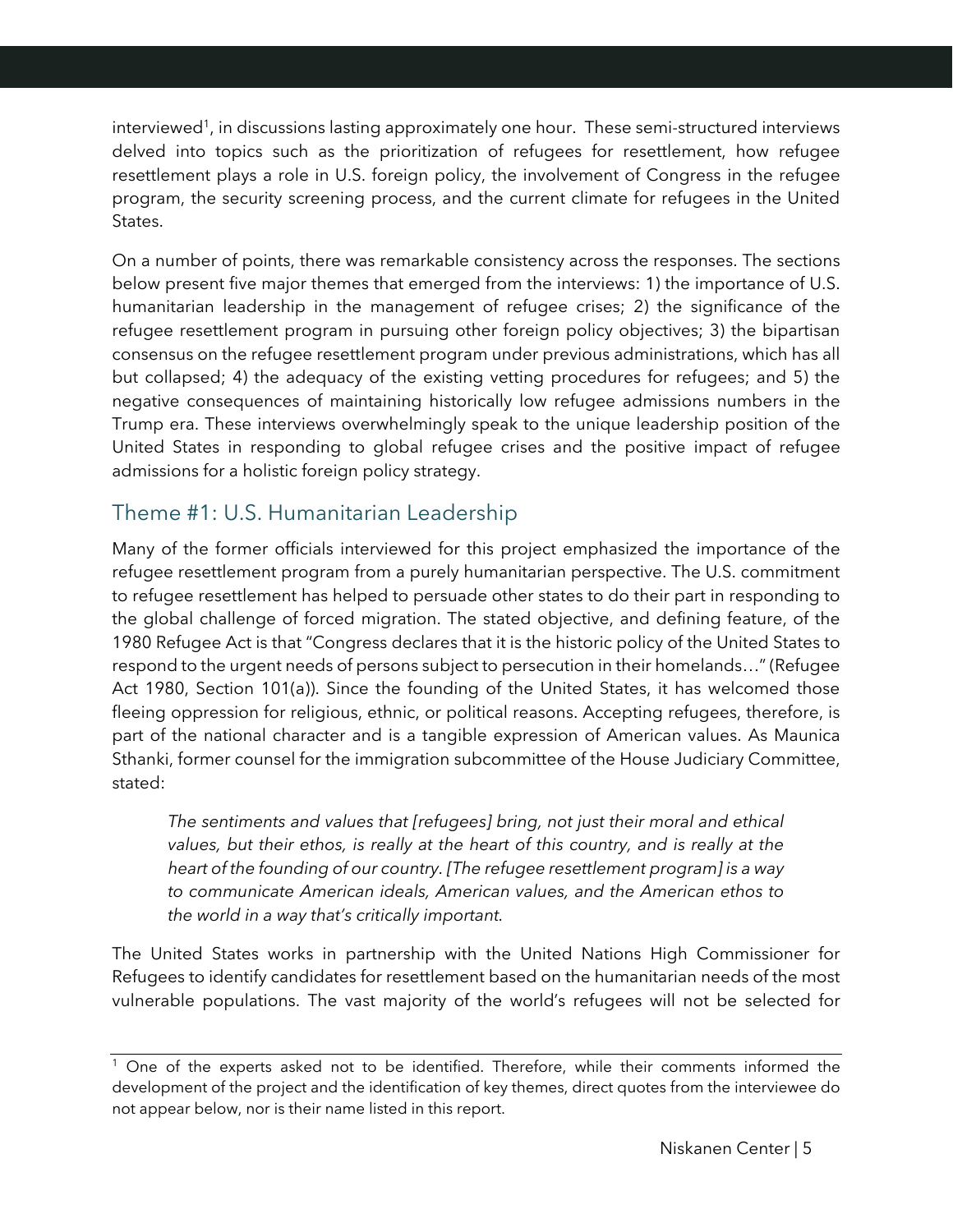interviewed[1], in discussions lasting approximately one hour. These semi-structured interviews delved into topics such as the prioritization of refugees for resettlement, how refugee resettlement plays a role in U.S. foreign policy, the involvement of Congress in the refugee program, the security screening process, and the current climate for refugees in the United States.

On a number of points, there was remarkable consistency across the responses. The sections below present five major themes that emerged from the interviews: 1) the importance of U.S. humanitarian leadership in the management of refugee crises; 2) the significance of the refugee resettlement program in pursuing other foreign policy objectives; 3) the bipartisan consensus on the refugee resettlement program under previous administrations, which has all but collapsed; 4) the adequacy of the existing vetting procedures for refugees; and 5) the negative consequences of maintaining historically low refugee admissions numbers in the Trump era. These interviews overwhelmingly speak to the unique leadership position of the United States in responding to global refugee crises and the positive impact of refugee admissions for a holistic foreign policy strategy.

## Theme #1: U.S. Humanitarian Leadership

Many of the former officials interviewed for this project emphasized the importance of the refugee resettlement program from a purely humanitarian perspective. The U.S. commitment to refugee resettlement has helped to persuade other states to do their part in responding to the global challenge of forced migration. The stated objective, and defining feature, of the 1980 Refugee Act is that "Congress declares that it is the historic policy of the United States to respond to the urgent needs of persons subject to persecution in their homelands…" (Refugee Act 1980, Section 101(a)). Since the founding of the United States, it has welcomed those fleeing oppression for religious, ethnic, or political reasons. Accepting refugees, therefore, is part of the national character and is a tangible expression of American values. As Maunica Sthanki, former counsel for the immigration subcommittee of the House Judiciary Committee, stated:

> *The sentiments and values that [refugees] bring, not just their moral and ethical values, but their ethos, is really at the heart of this country, and is really at the heart of the founding of our country. [The refugee resettlement program] is a way to communicate American ideals, American values, and the American ethos to the world in a way that's critically important.*

The United States works in partnership with the United Nations High Commissioner for Refugees to identify candidates for resettlement based on the humanitarian needs of the most vulnerable populations. The vast majority of the world's refugees will not be selected for

[1] One of the experts asked not to be identified. Therefore, while their comments informed the development of the project and the identification of key themes, direct quotes from the interviewee do not appear below, nor is their name listed in this report.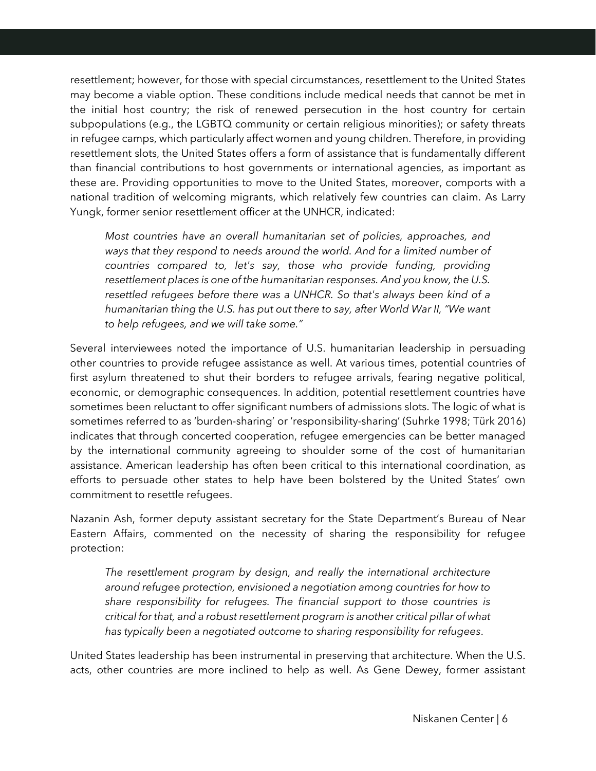resettlement; however, for those with special circumstances, resettlement to the United States may become a viable option. These conditions include medical needs that cannot be met in the initial host country; the risk of renewed persecution in the host country for certain subpopulations (e.g., the LGBTQ community or certain religious minorities); or safety threats in refugee camps, which particularly affect women and young children. Therefore, in providing resettlement slots, the United States offers a form of assistance that is fundamentally different than financial contributions to host governments or international agencies, as important as these are. Providing opportunities to move to the United States, moreover, comports with a national tradition of welcoming migrants, which relatively few countries can claim. As Larry Yungk, former senior resettlement officer at the UNHCR, indicated:

> *Most countries have an overall humanitarian set of policies, approaches, and ways that they respond to needs around the world. And for a limited number of countries compared to, let's say, those who provide funding, providing resettlement places is one of the humanitarian responses. And you know, the U.S. resettled refugees before there was a UNHCR. So that's always been kind of a humanitarian thing the U.S. has put out there to say, after World War II, "We want to help refugees, and we will take some."*

Several interviewees noted the importance of U.S. humanitarian leadership in persuading other countries to provide refugee assistance as well. At various times, potential countries of first asylum threatened to shut their borders to refugee arrivals, fearing negative political, economic, or demographic consequences. In addition, potential resettlement countries have sometimes been reluctant to offer significant numbers of admissions slots. The logic of what is sometimes referred to as 'burden-sharing' or 'responsibility-sharing' (Suhrke 1998; Türk 2016) indicates that through concerted cooperation, refugee emergencies can be better managed by the international community agreeing to shoulder some of the cost of humanitarian assistance. American leadership has often been critical to this international coordination, as efforts to persuade other states to help have been bolstered by the United States' own commitment to resettle refugees.

Nazanin Ash, former deputy assistant secretary for the State Department's Bureau of Near Eastern Affairs, commented on the necessity of sharing the responsibility for refugee protection:

> *The resettlement program by design, and really the international architecture around refugee protection, envisioned a negotiation among countries for how to share responsibility for refugees. The financial support to those countries is critical for that, and a robust resettlement program is another critical pillar of what has typically been a negotiated outcome to sharing responsibility for refugees.*

United States leadership has been instrumental in preserving that architecture. When the U.S. acts, other countries are more inclined to help as well. As Gene Dewey, former assistant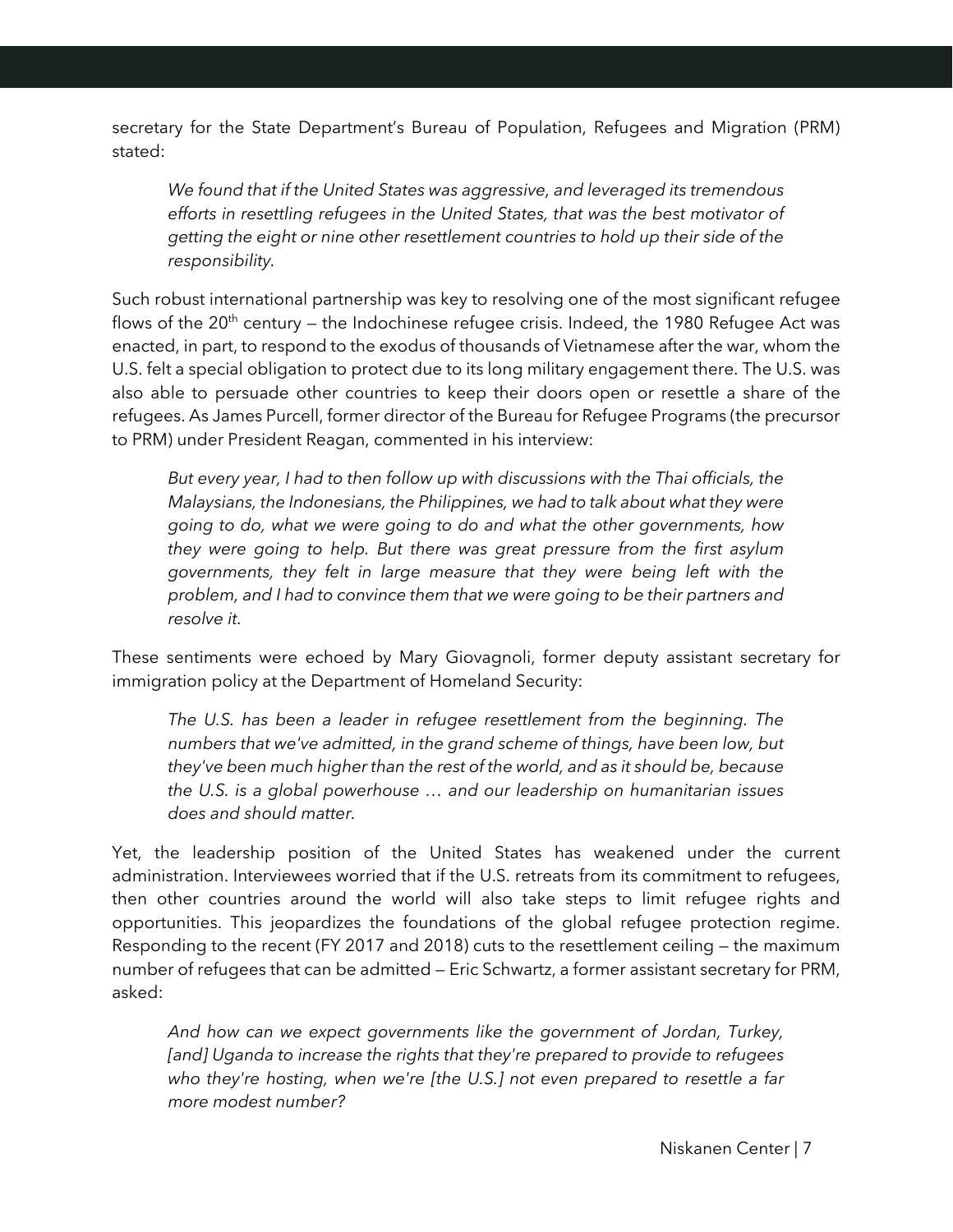secretary for the State Department's Bureau of Population, Refugees and Migration (PRM) stated:

> *We found that if the United States was aggressive, and leveraged its tremendous efforts in resettling refugees in the United States, that was the best motivator of getting the eight or nine other resettlement countries to hold up their side of the responsibility.*

Such robust international partnership was key to resolving one of the most significant refugee flows of the 20th century — the Indochinese refugee crisis. Indeed, the 1980 Refugee Act was enacted, in part, to respond to the exodus of thousands of Vietnamese after the war, whom the U.S. felt a special obligation to protect due to its long military engagement there. The U.S. was also able to persuade other countries to keep their doors open or resettle a share of the refugees. As James Purcell, former director of the Bureau for Refugee Programs (the precursor to PRM) under President Reagan, commented in his interview:

> *But every year, I had to then follow up with discussions with the Thai officials, the Malaysians, the Indonesians, the Philippines, we had to talk about what they were going to do, what we were going to do and what the other governments, how they were going to help. But there was great pressure from the first asylum governments, they felt in large measure that they were being left with the problem, and I had to convince them that we were going to be their partners and resolve it.*

These sentiments were echoed by Mary Giovagnoli, former deputy assistant secretary for immigration policy at the Department of Homeland Security:

> *The U.S. has been a leader in refugee resettlement from the beginning. The numbers that we've admitted, in the grand scheme of things, have been low, but they've been much higher than the rest of the world, and as it should be, because the U.S. is a global powerhouse … and our leadership on humanitarian issues does and should matter.*

Yet, the leadership position of the United States has weakened under the current administration. Interviewees worried that if the U.S. retreats from its commitment to refugees, then other countries around the world will also take steps to limit refugee rights and opportunities. This jeopardizes the foundations of the global refugee protection regime. Responding to the recent (FY 2017 and 2018) cuts to the resettlement ceiling — the maximum number of refugees that can be admitted — Eric Schwartz, a former assistant secretary for PRM, asked:

> *And how can we expect governments like the government of Jordan, Turkey, [and] Uganda to increase the rights that they're prepared to provide to refugees who they're hosting, when we're [the U.S.] not even prepared to resettle a far more modest number?*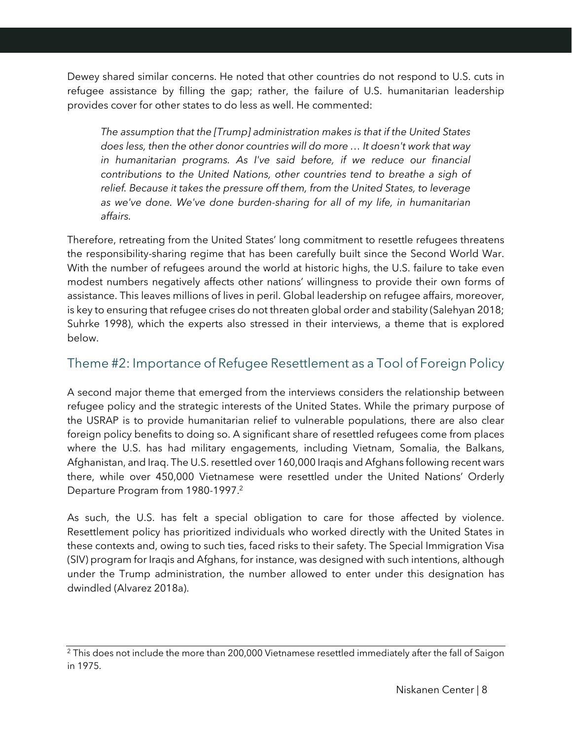Dewey shared similar concerns. He noted that other countries do not respond to U.S. cuts in refugee assistance by filling the gap; rather, the failure of U.S. humanitarian leadership provides cover for other states to do less as well. He commented:

> *The assumption that the [Trump] administration makes is that if the United States does less, then the other donor countries will do more … It doesn't work that way in humanitarian programs. As I've said before, if we reduce our financial contributions to the United Nations, other countries tend to breathe a sigh of relief. Because it takes the pressure off them, from the United States, to leverage as we've done. We've done burden-sharing for all of my life, in humanitarian affairs.*

Therefore, retreating from the United States' long commitment to resettle refugees threatens the responsibility-sharing regime that has been carefully built since the Second World War. With the number of refugees around the world at historic highs, the U.S. failure to take even modest numbers negatively affects other nations' willingness to provide their own forms of assistance. This leaves millions of lives in peril. Global leadership on refugee affairs, moreover, is key to ensuring that refugee crises do not threaten global order and stability (Salehyan 2018; Suhrke 1998), which the experts also stressed in their interviews, a theme that is explored below.

## Theme #2: Importance of Refugee Resettlement as a Tool of Foreign Policy

A second major theme that emerged from the interviews considers the relationship between refugee policy and the strategic interests of the United States. While the primary purpose of the USRAP is to provide humanitarian relief to vulnerable populations, there are also clear foreign policy benefits to doing so. A significant share of resettled refugees come from places where the U.S. has had military engagements, including Vietnam, Somalia, the Balkans, Afghanistan, and Iraq. The U.S. resettled over 160,000 Iraqis and Afghans following recent wars there, while over 450,000 Vietnamese were resettled under the United Nations' Orderly Departure Program from 1980-1997.[2]

As such, the U.S. has felt a special obligation to care for those affected by violence. Resettlement policy has prioritized individuals who worked directly with the United States in these contexts and, owing to such ties, faced risks to their safety. The Special Immigration Visa (SIV) program for Iraqis and Afghans, for instance, was designed with such intentions, although under the Trump administration, the number allowed to enter under this designation has dwindled (Alvarez 2018a).

---

[2] This does not include the more than 200,000 Vietnamese resettled immediately after the fall of Saigon in 1975.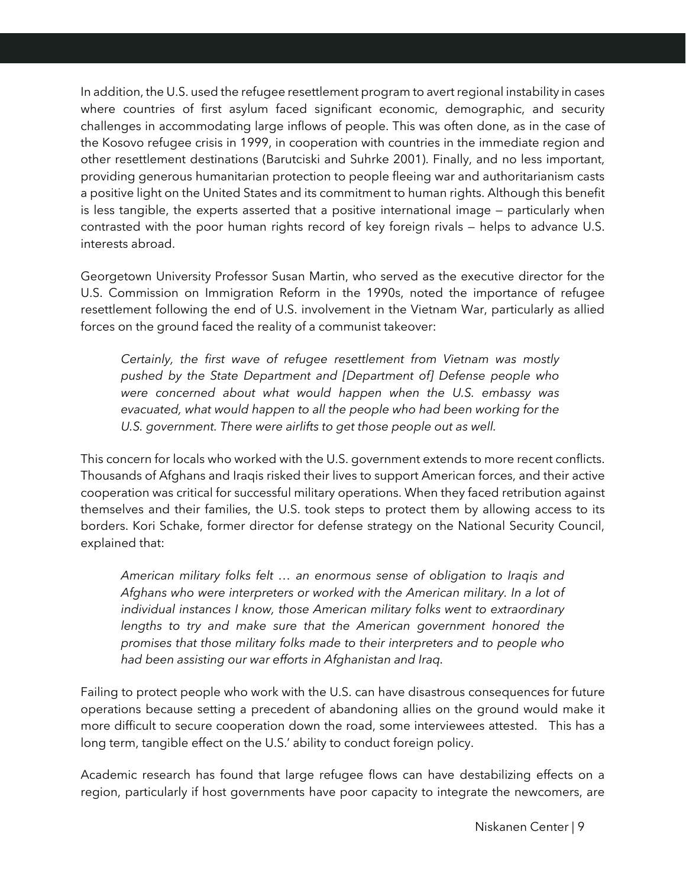In addition, the U.S. used the refugee resettlement program to avert regional instability in cases where countries of first asylum faced significant economic, demographic, and security challenges in accommodating large inflows of people. This was often done, as in the case of the Kosovo refugee crisis in 1999, in cooperation with countries in the immediate region and other resettlement destinations (Barutciski and Suhrke 2001). Finally, and no less important, providing generous humanitarian protection to people fleeing war and authoritarianism casts a positive light on the United States and its commitment to human rights. Although this benefit is less tangible, the experts asserted that a positive international image — particularly when contrasted with the poor human rights record of key foreign rivals — helps to advance U.S. interests abroad.

Georgetown University Professor Susan Martin, who served as the executive director for the U.S. Commission on Immigration Reform in the 1990s, noted the importance of refugee resettlement following the end of U.S. involvement in the Vietnam War, particularly as allied forces on the ground faced the reality of a communist takeover:

> *Certainly, the first wave of refugee resettlement from Vietnam was mostly pushed by the State Department and [Department of] Defense people who were concerned about what would happen when the U.S. embassy was evacuated, what would happen to all the people who had been working for the U.S. government. There were airlifts to get those people out as well.*

This concern for locals who worked with the U.S. government extends to more recent conflicts. Thousands of Afghans and Iraqis risked their lives to support American forces, and their active cooperation was critical for successful military operations. When they faced retribution against themselves and their families, the U.S. took steps to protect them by allowing access to its borders. Kori Schake, former director for defense strategy on the National Security Council, explained that:

> *American military folks felt … an enormous sense of obligation to Iraqis and Afghans who were interpreters or worked with the American military. In a lot of individual instances I know, those American military folks went to extraordinary lengths to try and make sure that the American government honored the promises that those military folks made to their interpreters and to people who had been assisting our war efforts in Afghanistan and Iraq.*

Failing to protect people who work with the U.S. can have disastrous consequences for future operations because setting a precedent of abandoning allies on the ground would make it more difficult to secure cooperation down the road, some interviewees attested. This has a long term, tangible effect on the U.S.' ability to conduct foreign policy.

Academic research has found that large refugee flows can have destabilizing effects on a region, particularly if host governments have poor capacity to integrate the newcomers, are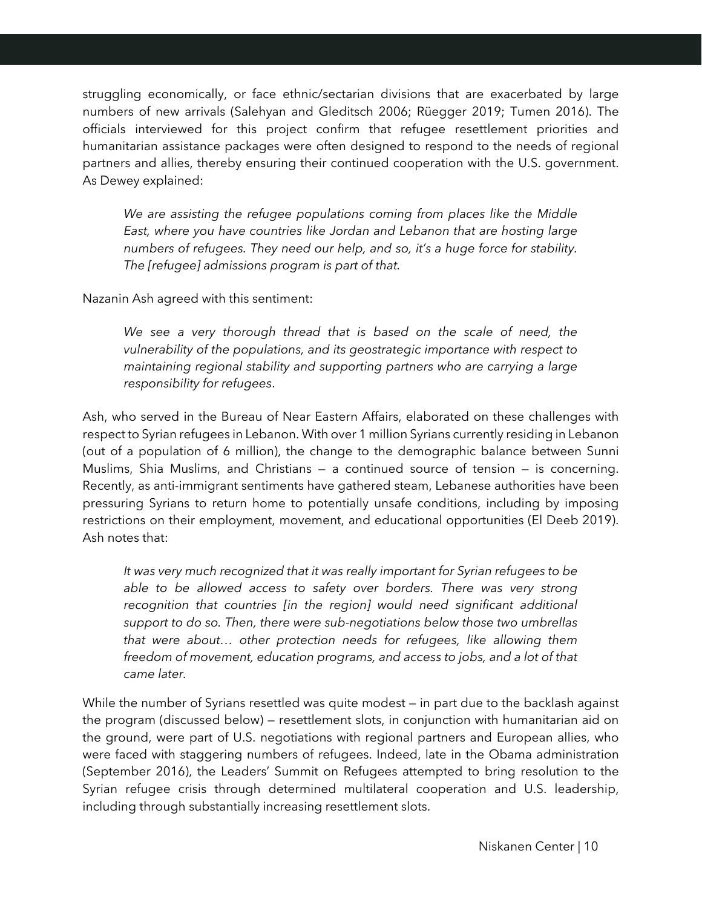struggling economically, or face ethnic/sectarian divisions that are exacerbated by large numbers of new arrivals (Salehyan and Gleditsch 2006; Rüegger 2019; Tumen 2016). The officials interviewed for this project confirm that refugee resettlement priorities and humanitarian assistance packages were often designed to respond to the needs of regional partners and allies, thereby ensuring their continued cooperation with the U.S. government. As Dewey explained:

> *We are assisting the refugee populations coming from places like the Middle East, where you have countries like Jordan and Lebanon that are hosting large numbers of refugees. They need our help, and so, it's a huge force for stability. The [refugee] admissions program is part of that.*

Nazanin Ash agreed with this sentiment:

> *We see a very thorough thread that is based on the scale of need, the vulnerability of the populations, and its geostrategic importance with respect to maintaining regional stability and supporting partners who are carrying a large responsibility for refugees*.

Ash, who served in the Bureau of Near Eastern Affairs, elaborated on these challenges with respect to Syrian refugees in Lebanon. With over 1 million Syrians currently residing in Lebanon (out of a population of 6 million), the change to the demographic balance between Sunni Muslims, Shia Muslims, and Christians — a continued source of tension — is concerning. Recently, as anti-immigrant sentiments have gathered steam, Lebanese authorities have been pressuring Syrians to return home to potentially unsafe conditions, including by imposing restrictions on their employment, movement, and educational opportunities (El Deeb 2019). Ash notes that:

> *It was very much recognized that it was really important for Syrian refugees to be able to be allowed access to safety over borders. There was very strong recognition that countries [in the region] would need significant additional support to do so. Then, there were sub-negotiations below those two umbrellas that were about… other protection needs for refugees, like allowing them freedom of movement, education programs, and access to jobs, and a lot of that came later.*

While the number of Syrians resettled was quite modest — in part due to the backlash against the program (discussed below) — resettlement slots, in conjunction with humanitarian aid on the ground, were part of U.S. negotiations with regional partners and European allies, who were faced with staggering numbers of refugees. Indeed, late in the Obama administration (September 2016), the Leaders' Summit on Refugees attempted to bring resolution to the Syrian refugee crisis through determined multilateral cooperation and U.S. leadership, including through substantially increasing resettlement slots.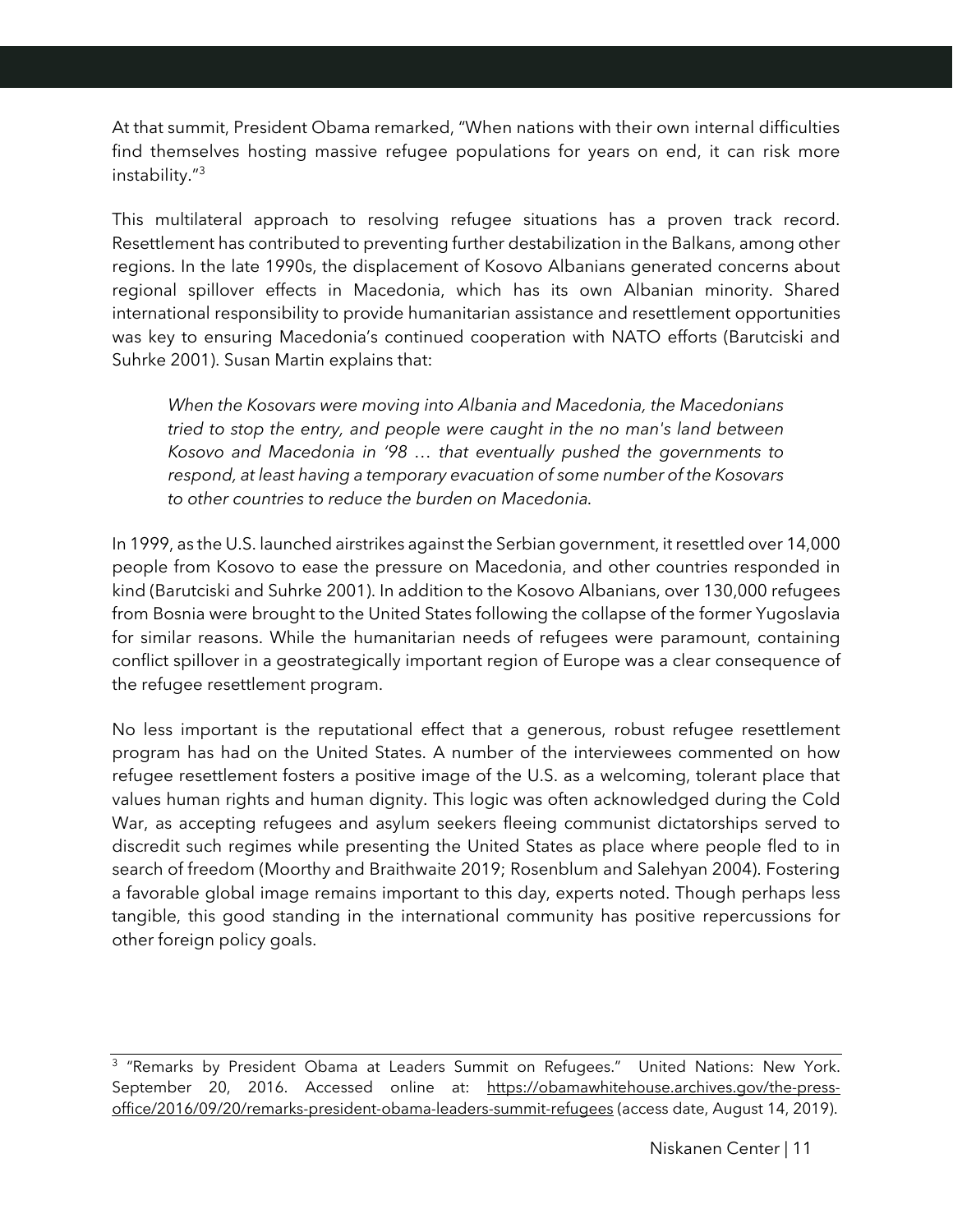At that summit, President Obama remarked, "When nations with their own internal difficulties find themselves hosting massive refugee populations for years on end, it can risk more instability."[3]

This multilateral approach to resolving refugee situations has a proven track record. Resettlement has contributed to preventing further destabilization in the Balkans, among other regions. In the late 1990s, the displacement of Kosovo Albanians generated concerns about regional spillover effects in Macedonia, which has its own Albanian minority. Shared international responsibility to provide humanitarian assistance and resettlement opportunities was key to ensuring Macedonia's continued cooperation with NATO efforts (Barutciski and Suhrke 2001). Susan Martin explains that:

> *When the Kosovars were moving into Albania and Macedonia, the Macedonians tried to stop the entry, and people were caught in the no man's land between Kosovo and Macedonia in '98 … that eventually pushed the governments to respond, at least having a temporary evacuation of some number of the Kosovars to other countries to reduce the burden on Macedonia.*

In 1999, as the U.S. launched airstrikes against the Serbian government, it resettled over 14,000 people from Kosovo to ease the pressure on Macedonia, and other countries responded in kind (Barutciski and Suhrke 2001). In addition to the Kosovo Albanians, over 130,000 refugees from Bosnia were brought to the United States following the collapse of the former Yugoslavia for similar reasons. While the humanitarian needs of refugees were paramount, containing conflict spillover in a geostrategically important region of Europe was a clear consequence of the refugee resettlement program.

No less important is the reputational effect that a generous, robust refugee resettlement program has had on the United States. A number of the interviewees commented on how refugee resettlement fosters a positive image of the U.S. as a welcoming, tolerant place that values human rights and human dignity. This logic was often acknowledged during the Cold War, as accepting refugees and asylum seekers fleeing communist dictatorships served to discredit such regimes while presenting the United States as place where people fled to in search of freedom (Moorthy and Braithwaite 2019; Rosenblum and Salehyan 2004). Fostering a favorable global image remains important to this day, experts noted. Though perhaps less tangible, this good standing in the international community has positive repercussions for other foreign policy goals.

---

[3] "Remarks by President Obama at Leaders Summit on Refugees." United Nations: New York. September 20, 2016. Accessed online at: https://obamawhitehouse.archives.gov/the-press-office/2016/09/20/remarks-president-obama-leaders-summit-refugees (access date, August 14, 2019).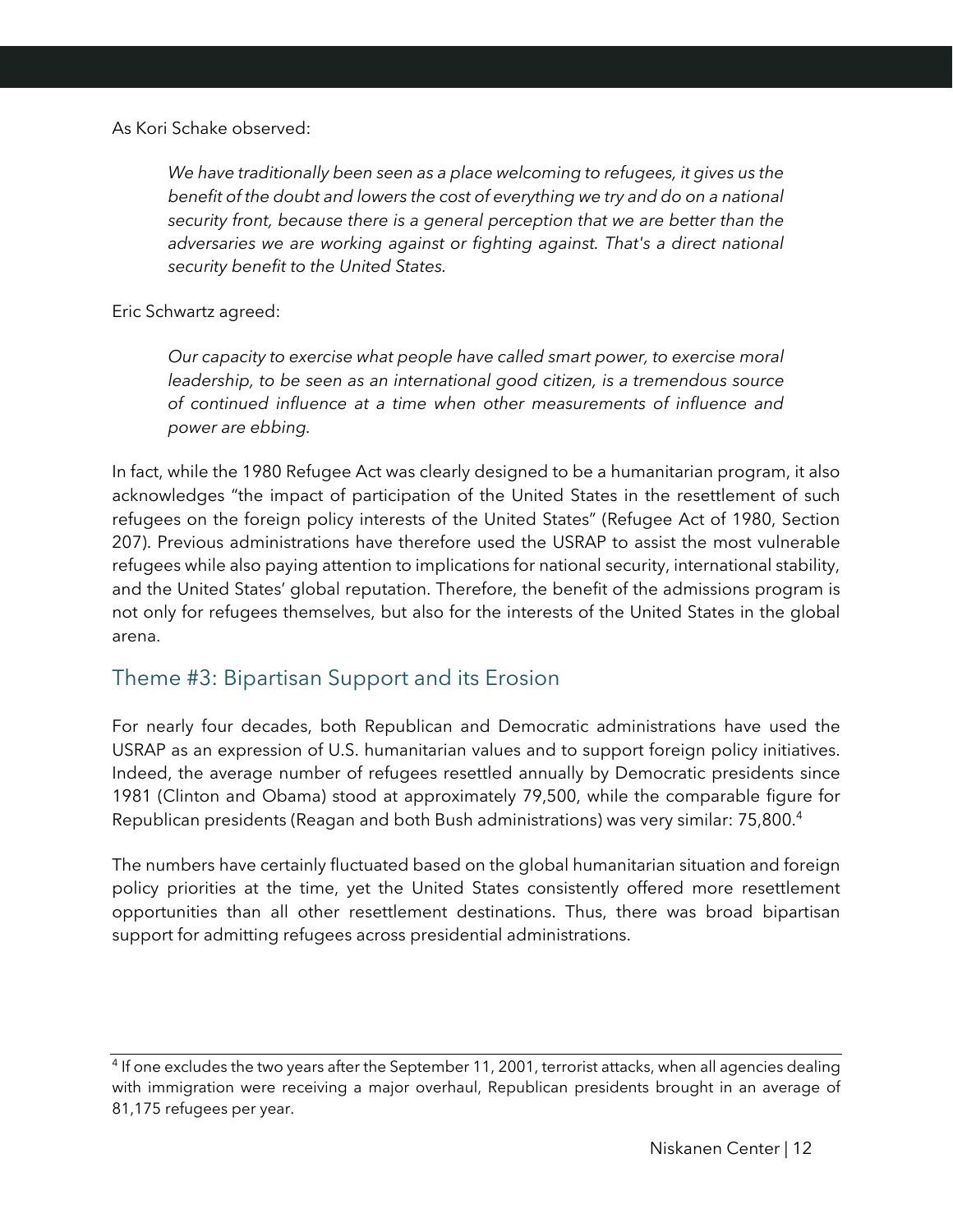As Kori Schake observed:

> *We have traditionally been seen as a place welcoming to refugees, it gives us the benefit of the doubt and lowers the cost of everything we try and do on a national security front, because there is a general perception that we are better than the adversaries we are working against or fighting against. That's a direct national security benefit to the United States.*

Eric Schwartz agreed:

> *Our capacity to exercise what people have called smart power, to exercise moral leadership, to be seen as an international good citizen, is a tremendous source of continued influence at a time when other measurements of influence and power are ebbing.*

In fact, while the 1980 Refugee Act was clearly designed to be a humanitarian program, it also acknowledges "the impact of participation of the United States in the resettlement of such refugees on the foreign policy interests of the United States" (Refugee Act of 1980, Section 207). Previous administrations have therefore used the USRAP to assist the most vulnerable refugees while also paying attention to implications for national security, international stability, and the United States' global reputation. Therefore, the benefit of the admissions program is not only for refugees themselves, but also for the interests of the United States in the global arena.

## Theme #3: Bipartisan Support and its Erosion

For nearly four decades, both Republican and Democratic administrations have used the USRAP as an expression of U.S. humanitarian values and to support foreign policy initiatives. Indeed, the average number of refugees resettled annually by Democratic presidents since 1981 (Clinton and Obama) stood at approximately 79,500, while the comparable figure for Republican presidents (Reagan and both Bush administrations) was very similar: 75,800.[4]

The numbers have certainly fluctuated based on the global humanitarian situation and foreign policy priorities at the time, yet the United States consistently offered more resettlement opportunities than all other resettlement destinations. Thus, there was broad bipartisan support for admitting refugees across presidential administrations.

[4] If one excludes the two years after the September 11, 2001, terrorist attacks, when all agencies dealing with immigration were receiving a major overhaul, Republican presidents brought in an average of 81,175 refugees per year.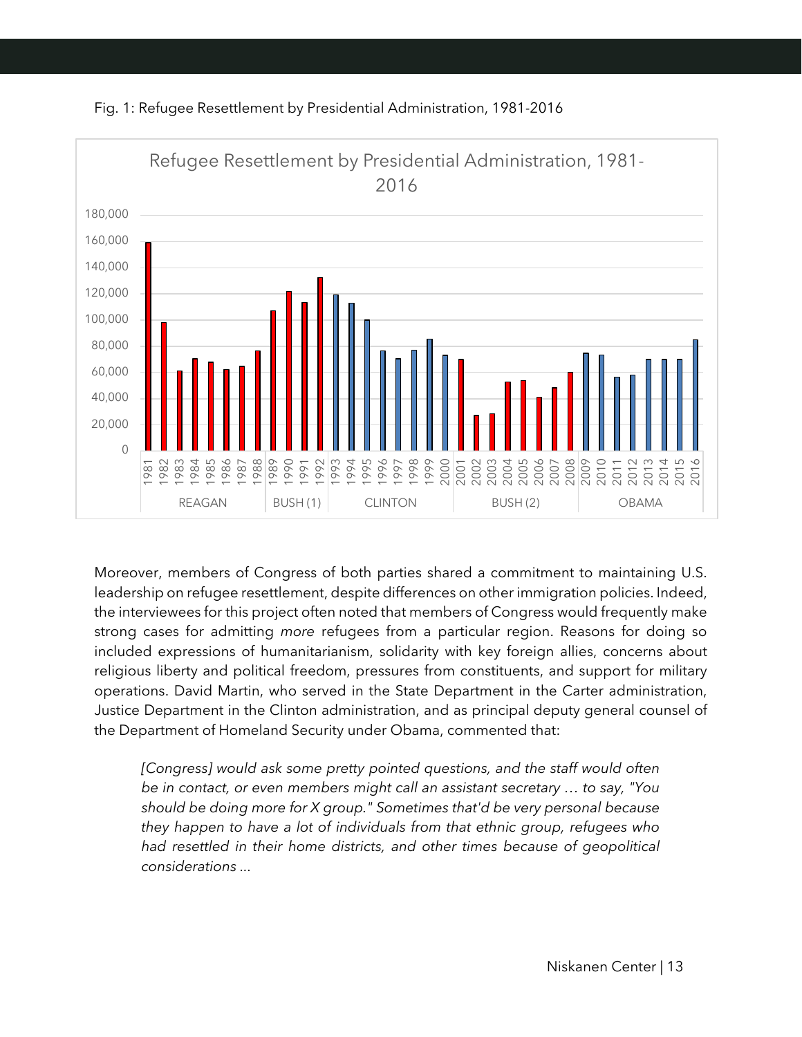Fig. 1: Refugee Resettlement by Presidential Administration, 1981-2016

Moreover, members of Congress of both parties shared a commitment to maintaining U.S. leadership on refugee resettlement, despite differences on other immigration policies. Indeed, the interviewees for this project often noted that members of Congress would frequently make strong cases for admitting *more* refugees from a particular region. Reasons for doing so included expressions of humanitarianism, solidarity with key foreign allies, concerns about religious liberty and political freedom, pressures from constituents, and support for military operations. David Martin, who served in the State Department in the Carter administration, Justice Department in the Clinton administration, and as principal deputy general counsel of the Department of Homeland Security under Obama, commented that:

> *[Congress] would ask some pretty pointed questions, and the staff would often be in contact, or even members might call an assistant secretary … to say, "You should be doing more for X group." Sometimes that'd be very personal because they happen to have a lot of individuals from that ethnic group, refugees who had resettled in their home districts, and other times because of geopolitical considerations ...*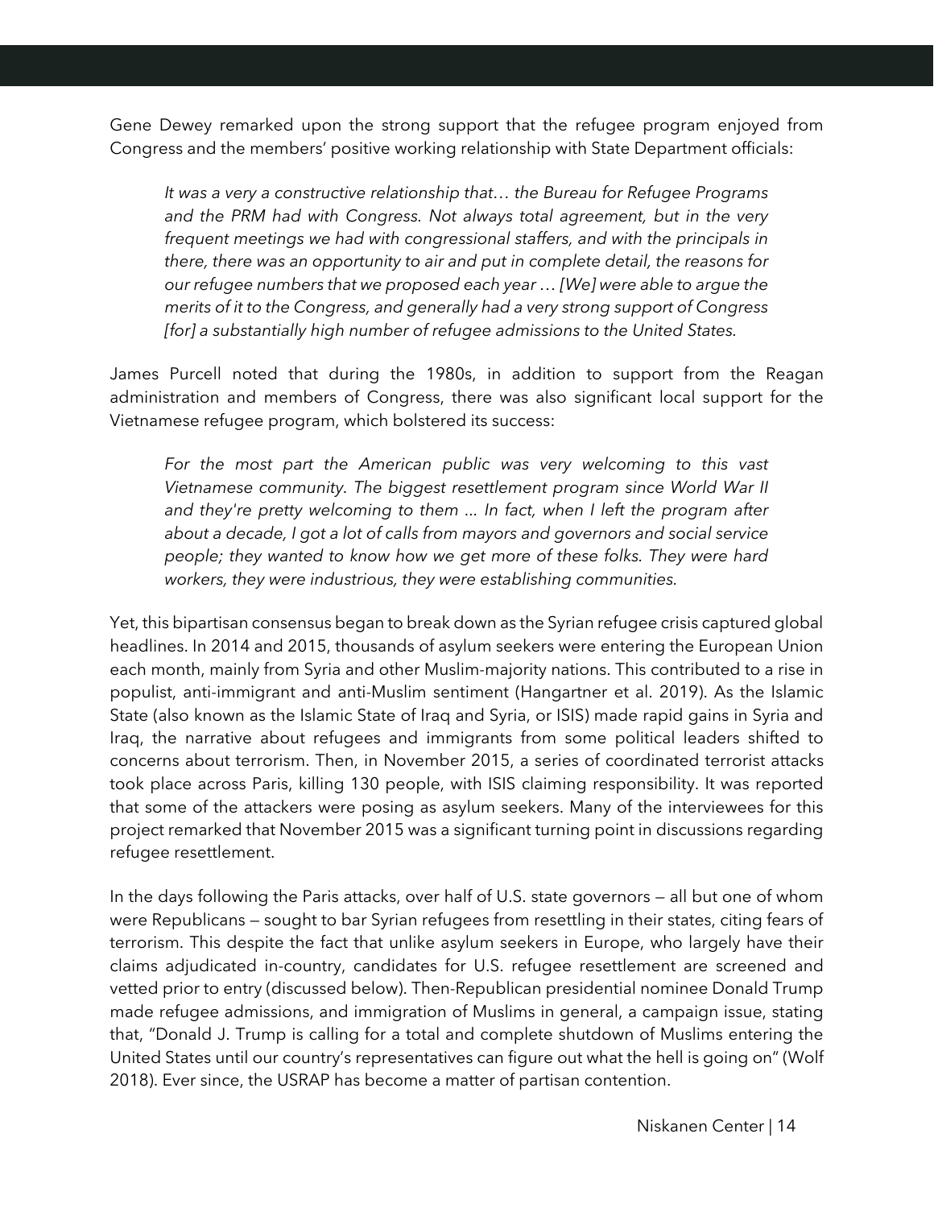Gene Dewey remarked upon the strong support that the refugee program enjoyed from Congress and the members' positive working relationship with State Department officials:

> *It was a very a constructive relationship that… the Bureau for Refugee Programs and the PRM had with Congress. Not always total agreement, but in the very frequent meetings we had with congressional staffers, and with the principals in there, there was an opportunity to air and put in complete detail, the reasons for our refugee numbers that we proposed each year … [We] were able to argue the merits of it to the Congress, and generally had a very strong support of Congress [for] a substantially high number of refugee admissions to the United States.*

James Purcell noted that during the 1980s, in addition to support from the Reagan administration and members of Congress, there was also significant local support for the Vietnamese refugee program, which bolstered its success:

> *For the most part the American public was very welcoming to this vast Vietnamese community. The biggest resettlement program since World War II and they're pretty welcoming to them ... In fact, when I left the program after about a decade, I got a lot of calls from mayors and governors and social service people; they wanted to know how we get more of these folks. They were hard workers, they were industrious, they were establishing communities.*

Yet, this bipartisan consensus began to break down as the Syrian refugee crisis captured global headlines. In 2014 and 2015, thousands of asylum seekers were entering the European Union each month, mainly from Syria and other Muslim-majority nations. This contributed to a rise in populist, anti-immigrant and anti-Muslim sentiment (Hangartner et al. 2019). As the Islamic State (also known as the Islamic State of Iraq and Syria, or ISIS) made rapid gains in Syria and Iraq, the narrative about refugees and immigrants from some political leaders shifted to concerns about terrorism. Then, in November 2015, a series of coordinated terrorist attacks took place across Paris, killing 130 people, with ISIS claiming responsibility. It was reported that some of the attackers were posing as asylum seekers. Many of the interviewees for this project remarked that November 2015 was a significant turning point in discussions regarding refugee resettlement.

In the days following the Paris attacks, over half of U.S. state governors — all but one of whom were Republicans — sought to bar Syrian refugees from resettling in their states, citing fears of terrorism. This despite the fact that unlike asylum seekers in Europe, who largely have their claims adjudicated in-country, candidates for U.S. refugee resettlement are screened and vetted prior to entry (discussed below). Then-Republican presidential nominee Donald Trump made refugee admissions, and immigration of Muslims in general, a campaign issue, stating that, "Donald J. Trump is calling for a total and complete shutdown of Muslims entering the United States until our country's representatives can figure out what the hell is going on" (Wolf 2018). Ever since, the USRAP has become a matter of partisan contention.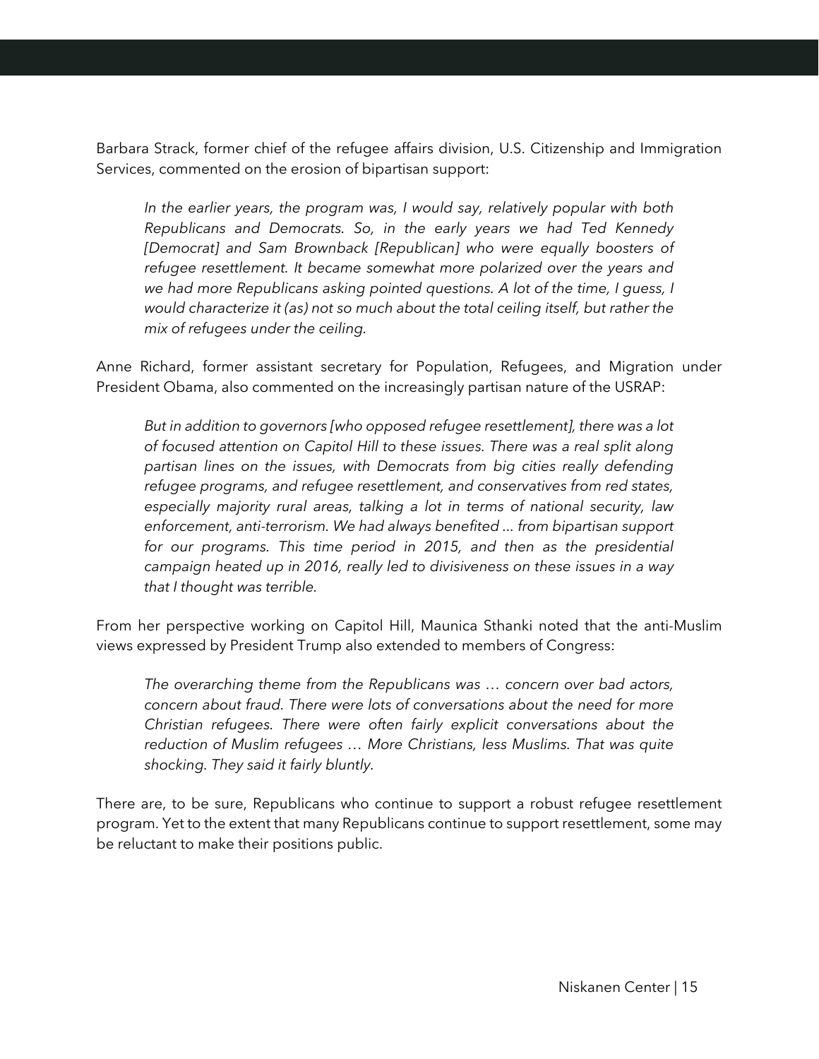Barbara Strack, former chief of the refugee affairs division, U.S. Citizenship and Immigration Services, commented on the erosion of bipartisan support:

> *In the earlier years, the program was, I would say, relatively popular with both Republicans and Democrats. So, in the early years we had Ted Kennedy [Democrat] and Sam Brownback [Republican] who were equally boosters of refugee resettlement. It became somewhat more polarized over the years and we had more Republicans asking pointed questions. A lot of the time, I guess, I would characterize it (as) not so much about the total ceiling itself, but rather the mix of refugees under the ceiling.*

Anne Richard, former assistant secretary for Population, Refugees, and Migration under President Obama, also commented on the increasingly partisan nature of the USRAP:

> *But in addition to governors [who opposed refugee resettlement], there was a lot of focused attention on Capitol Hill to these issues. There was a real split along partisan lines on the issues, with Democrats from big cities really defending refugee programs, and refugee resettlement, and conservatives from red states, especially majority rural areas, talking a lot in terms of national security, law enforcement, anti-terrorism. We had always benefited ... from bipartisan support for our programs. This time period in 2015, and then as the presidential campaign heated up in 2016, really led to divisiveness on these issues in a way that I thought was terrible.*

From her perspective working on Capitol Hill, Maunica Sthanki noted that the anti-Muslim views expressed by President Trump also extended to members of Congress:

> *The overarching theme from the Republicans was … concern over bad actors, concern about fraud. There were lots of conversations about the need for more Christian refugees. There were often fairly explicit conversations about the reduction of Muslim refugees … More Christians, less Muslims. That was quite shocking. They said it fairly bluntly.*

There are, to be sure, Republicans who continue to support a robust refugee resettlement program. Yet to the extent that many Republicans continue to support resettlement, some may be reluctant to make their positions public.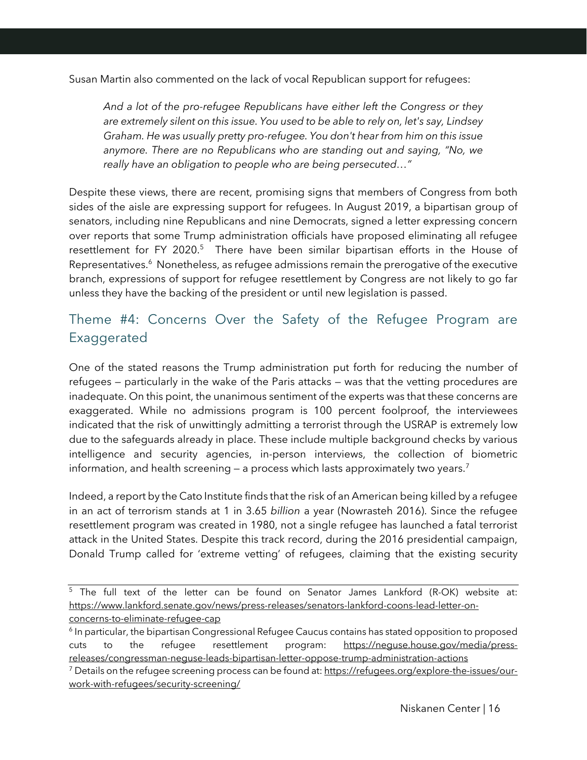Susan Martin also commented on the lack of vocal Republican support for refugees:

> *And a lot of the pro-refugee Republicans have either left the Congress or they are extremely silent on this issue. You used to be able to rely on, let's say, Lindsey Graham. He was usually pretty pro-refugee. You don't hear from him on this issue anymore. There are no Republicans who are standing out and saying, "No, we really have an obligation to people who are being persecuted…"*

Despite these views, there are recent, promising signs that members of Congress from both sides of the aisle are expressing support for refugees. In August 2019, a bipartisan group of senators, including nine Republicans and nine Democrats, signed a letter expressing concern over reports that some Trump administration officials have proposed eliminating all refugee resettlement for FY 2020.[5] There have been similar bipartisan efforts in the House of Representatives.[6] Nonetheless, as refugee admissions remain the prerogative of the executive branch, expressions of support for refugee resettlement by Congress are not likely to go far unless they have the backing of the president or until new legislation is passed.

## Theme #4: Concerns Over the Safety of the Refugee Program are Exaggerated

One of the stated reasons the Trump administration put forth for reducing the number of refugees — particularly in the wake of the Paris attacks — was that the vetting procedures are inadequate. On this point, the unanimous sentiment of the experts was that these concerns are exaggerated. While no admissions program is 100 percent foolproof, the interviewees indicated that the risk of unwittingly admitting a terrorist through the USRAP is extremely low due to the safeguards already in place. These include multiple background checks by various intelligence and security agencies, in-person interviews, the collection of biometric information, and health screening — a process which lasts approximately two years.[7]

Indeed, a report by the Cato Institute finds that the risk of an American being killed by a refugee in an act of terrorism stands at 1 in 3.65 *billion* a year (Nowrasteh 2016). Since the refugee resettlement program was created in 1980, not a single refugee has launched a fatal terrorist attack in the United States. Despite this track record, during the 2016 presidential campaign, Donald Trump called for 'extreme vetting' of refugees, claiming that the existing security

---

[5] The full text of the letter can be found on Senator James Lankford (R-OK) website at: https://www.lankford.senate.gov/news/press-releases/senators-lankford-coons-lead-letter-on-concerns-to-eliminate-refugee-cap

[6] In particular, the bipartisan Congressional Refugee Caucus contains has stated opposition to proposed cuts to the refugee resettlement program: https://neguse.house.gov/media/press-releases/congressman-neguse-leads-bipartisan-letter-oppose-trump-administration-actions

[7] Details on the refugee screening process can be found at: https://refugees.org/explore-the-issues/our-work-with-refugees/security-screening/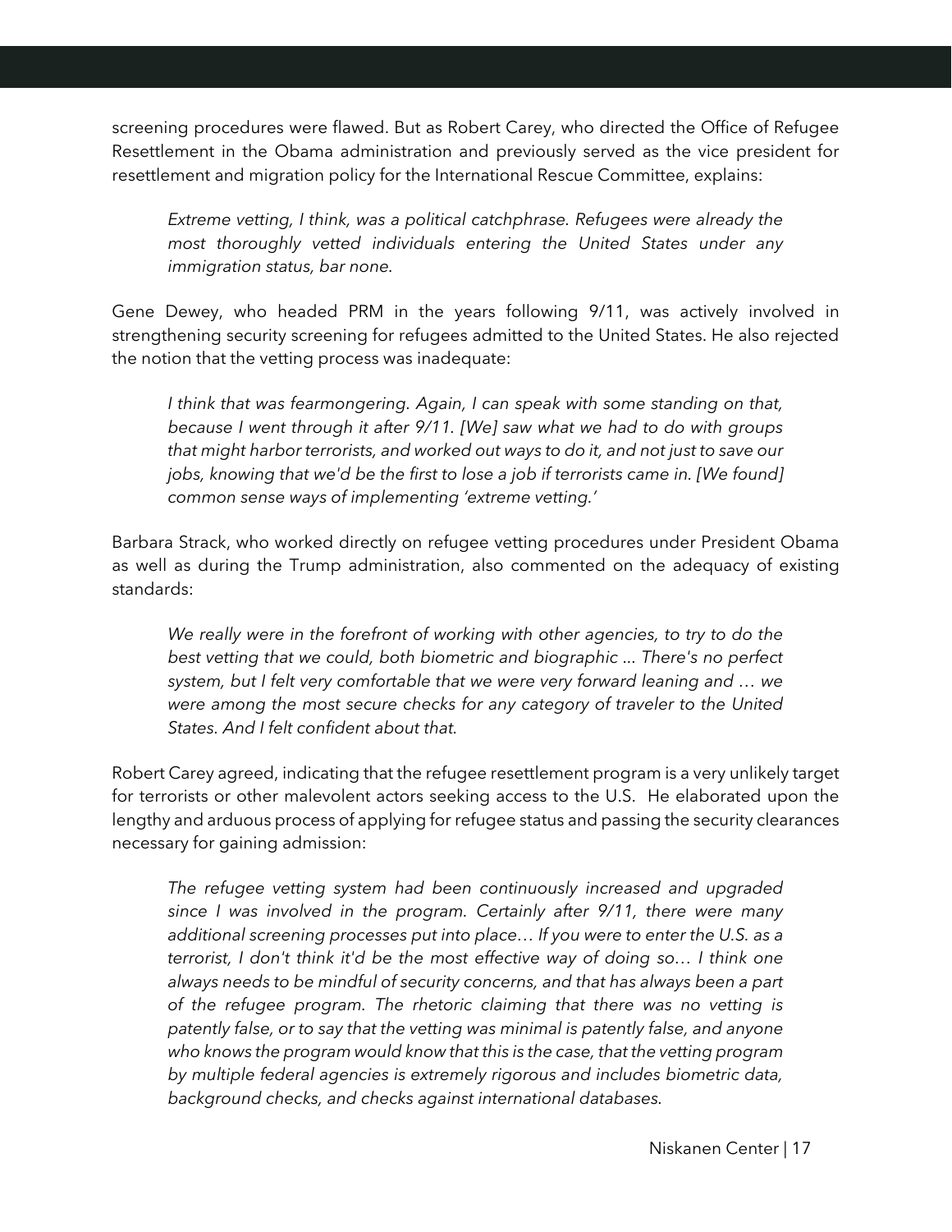screening procedures were flawed. But as Robert Carey, who directed the Office of Refugee Resettlement in the Obama administration and previously served as the vice president for resettlement and migration policy for the International Rescue Committee, explains:

> *Extreme vetting, I think, was a political catchphrase. Refugees were already the most thoroughly vetted individuals entering the United States under any immigration status, bar none.*

Gene Dewey, who headed PRM in the years following 9/11, was actively involved in strengthening security screening for refugees admitted to the United States. He also rejected the notion that the vetting process was inadequate:

> *I think that was fearmongering. Again, I can speak with some standing on that, because I went through it after 9/11. [We] saw what we had to do with groups that might harbor terrorists, and worked out ways to do it, and not just to save our jobs, knowing that we'd be the first to lose a job if terrorists came in. [We found] common sense ways of implementing 'extreme vetting.'*

Barbara Strack, who worked directly on refugee vetting procedures under President Obama as well as during the Trump administration, also commented on the adequacy of existing standards:

> *We really were in the forefront of working with other agencies, to try to do the best vetting that we could, both biometric and biographic ... There's no perfect system, but I felt very comfortable that we were very forward leaning and … we were among the most secure checks for any category of traveler to the United States. And I felt confident about that.*

Robert Carey agreed, indicating that the refugee resettlement program is a very unlikely target for terrorists or other malevolent actors seeking access to the U.S. He elaborated upon the lengthy and arduous process of applying for refugee status and passing the security clearances necessary for gaining admission:

> *The refugee vetting system had been continuously increased and upgraded since I was involved in the program. Certainly after 9/11, there were many additional screening processes put into place… If you were to enter the U.S. as a terrorist, I don't think it'd be the most effective way of doing so… I think one always needs to be mindful of security concerns, and that has always been a part of the refugee program. The rhetoric claiming that there was no vetting is patently false, or to say that the vetting was minimal is patently false, and anyone who knows the program would know that this is the case, that the vetting program by multiple federal agencies is extremely rigorous and includes biometric data, background checks, and checks against international databases.*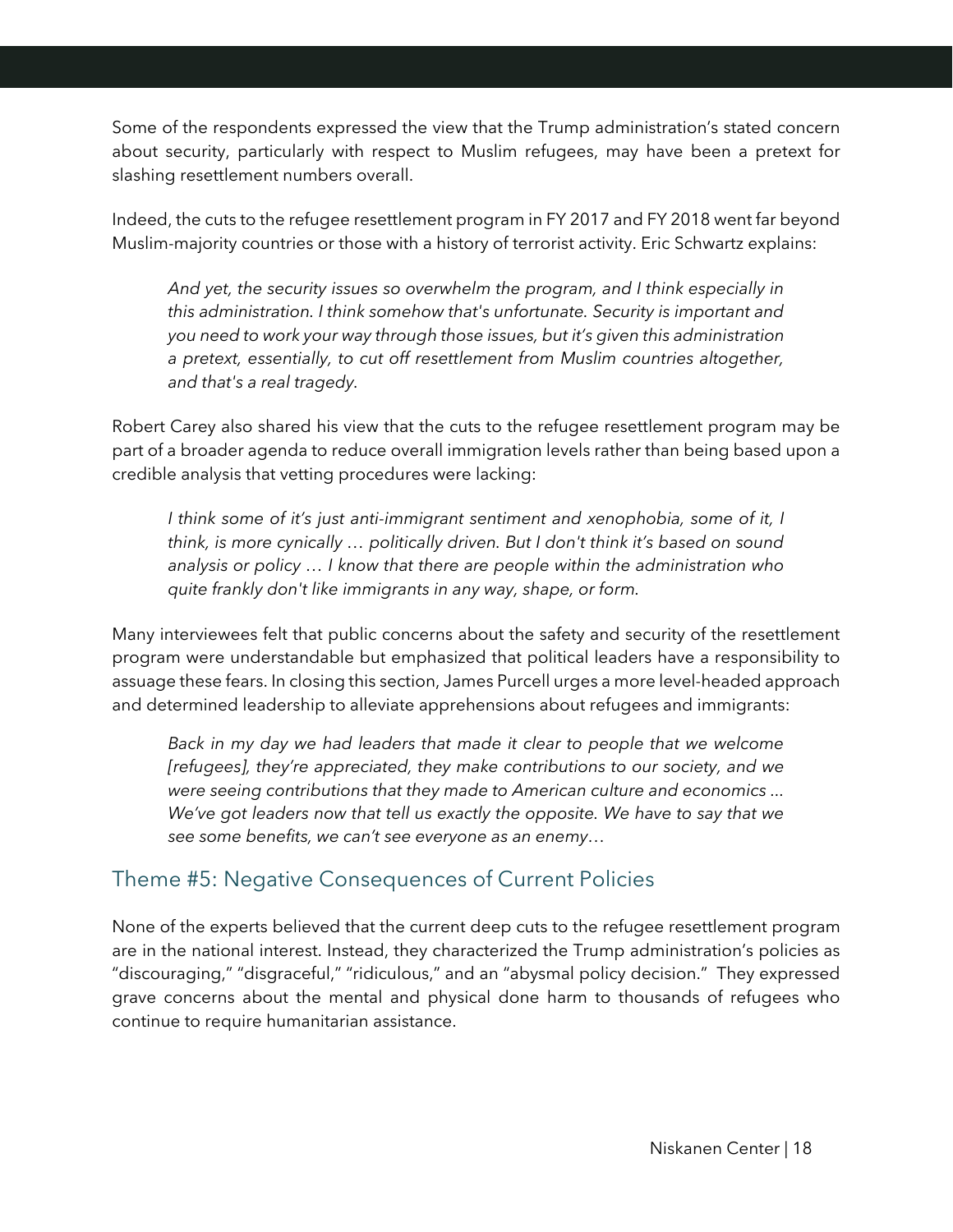Some of the respondents expressed the view that the Trump administration's stated concern about security, particularly with respect to Muslim refugees, may have been a pretext for slashing resettlement numbers overall.

Indeed, the cuts to the refugee resettlement program in FY 2017 and FY 2018 went far beyond Muslim-majority countries or those with a history of terrorist activity. Eric Schwartz explains:

> *And yet, the security issues so overwhelm the program, and I think especially in this administration. I think somehow that's unfortunate. Security is important and you need to work your way through those issues, but it's given this administration a pretext, essentially, to cut off resettlement from Muslim countries altogether, and that's a real tragedy.*

Robert Carey also shared his view that the cuts to the refugee resettlement program may be part of a broader agenda to reduce overall immigration levels rather than being based upon a credible analysis that vetting procedures were lacking:

> *I think some of it's just anti-immigrant sentiment and xenophobia, some of it, I think, is more cynically … politically driven. But I don't think it's based on sound analysis or policy … I know that there are people within the administration who quite frankly don't like immigrants in any way, shape, or form.*

Many interviewees felt that public concerns about the safety and security of the resettlement program were understandable but emphasized that political leaders have a responsibility to assuage these fears. In closing this section, James Purcell urges a more level-headed approach and determined leadership to alleviate apprehensions about refugees and immigrants:

> *Back in my day we had leaders that made it clear to people that we welcome [refugees], they're appreciated, they make contributions to our society, and we were seeing contributions that they made to American culture and economics ... We've got leaders now that tell us exactly the opposite. We have to say that we see some benefits, we can't see everyone as an enemy…*

## Theme #5: Negative Consequences of Current Policies

None of the experts believed that the current deep cuts to the refugee resettlement program are in the national interest. Instead, they characterized the Trump administration's policies as "discouraging," "disgraceful," "ridiculous," and an "abysmal policy decision." They expressed grave concerns about the mental and physical done harm to thousands of refugees who continue to require humanitarian assistance.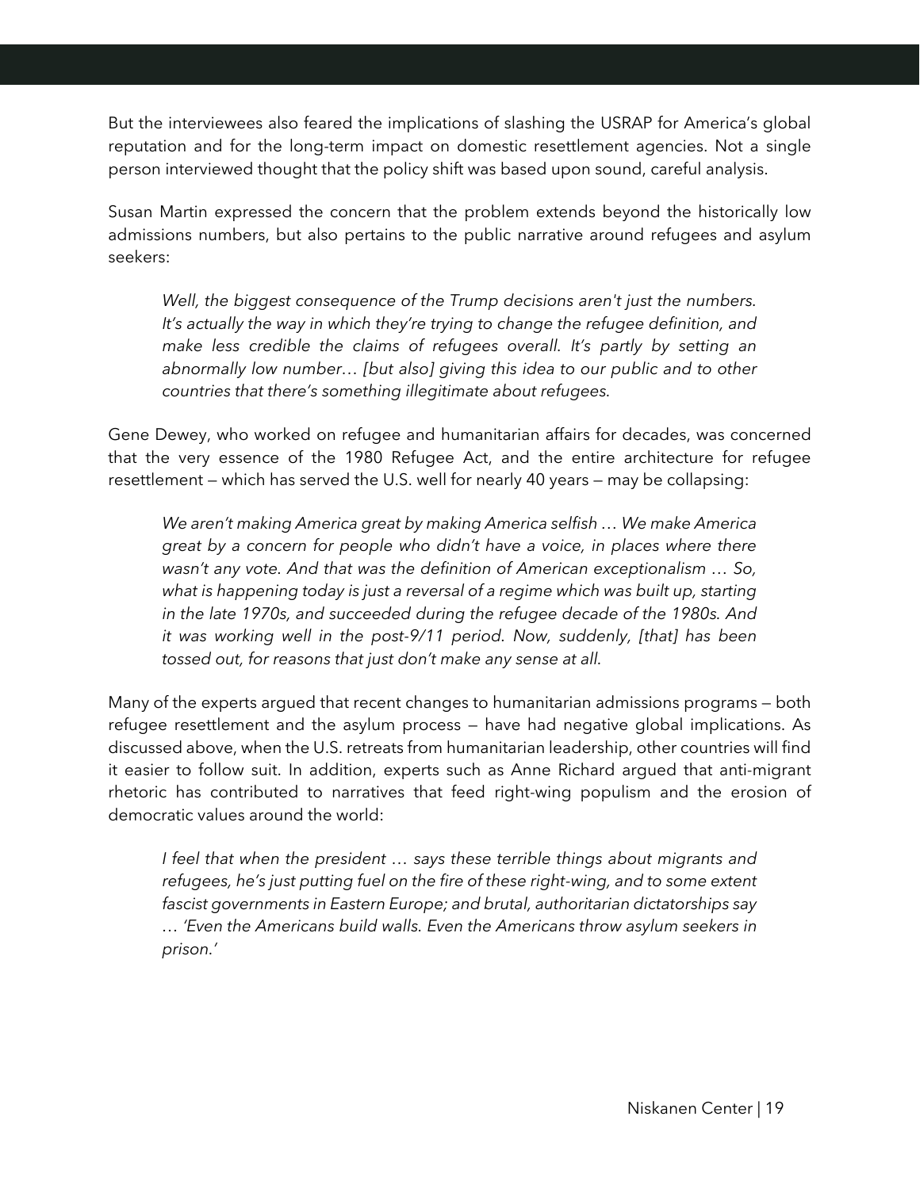But the interviewees also feared the implications of slashing the USRAP for America's global reputation and for the long-term impact on domestic resettlement agencies. Not a single person interviewed thought that the policy shift was based upon sound, careful analysis.

Susan Martin expressed the concern that the problem extends beyond the historically low admissions numbers, but also pertains to the public narrative around refugees and asylum seekers:

> *Well, the biggest consequence of the Trump decisions aren't just the numbers. It's actually the way in which they're trying to change the refugee definition, and make less credible the claims of refugees overall. It's partly by setting an abnormally low number… [but also] giving this idea to our public and to other countries that there's something illegitimate about refugees.*

Gene Dewey, who worked on refugee and humanitarian affairs for decades, was concerned that the very essence of the 1980 Refugee Act, and the entire architecture for refugee resettlement — which has served the U.S. well for nearly 40 years — may be collapsing:

> *We aren't making America great by making America selfish … We make America great by a concern for people who didn't have a voice, in places where there wasn't any vote. And that was the definition of American exceptionalism … So, what is happening today is just a reversal of a regime which was built up, starting in the late 1970s, and succeeded during the refugee decade of the 1980s. And it was working well in the post-9/11 period. Now, suddenly, [that] has been tossed out, for reasons that just don't make any sense at all.*

Many of the experts argued that recent changes to humanitarian admissions programs — both refugee resettlement and the asylum process — have had negative global implications. As discussed above, when the U.S. retreats from humanitarian leadership, other countries will find it easier to follow suit. In addition, experts such as Anne Richard argued that anti-migrant rhetoric has contributed to narratives that feed right-wing populism and the erosion of democratic values around the world:

> *I feel that when the president … says these terrible things about migrants and refugees, he's just putting fuel on the fire of these right-wing, and to some extent fascist governments in Eastern Europe; and brutal, authoritarian dictatorships say … 'Even the Americans build walls. Even the Americans throw asylum seekers in prison.'*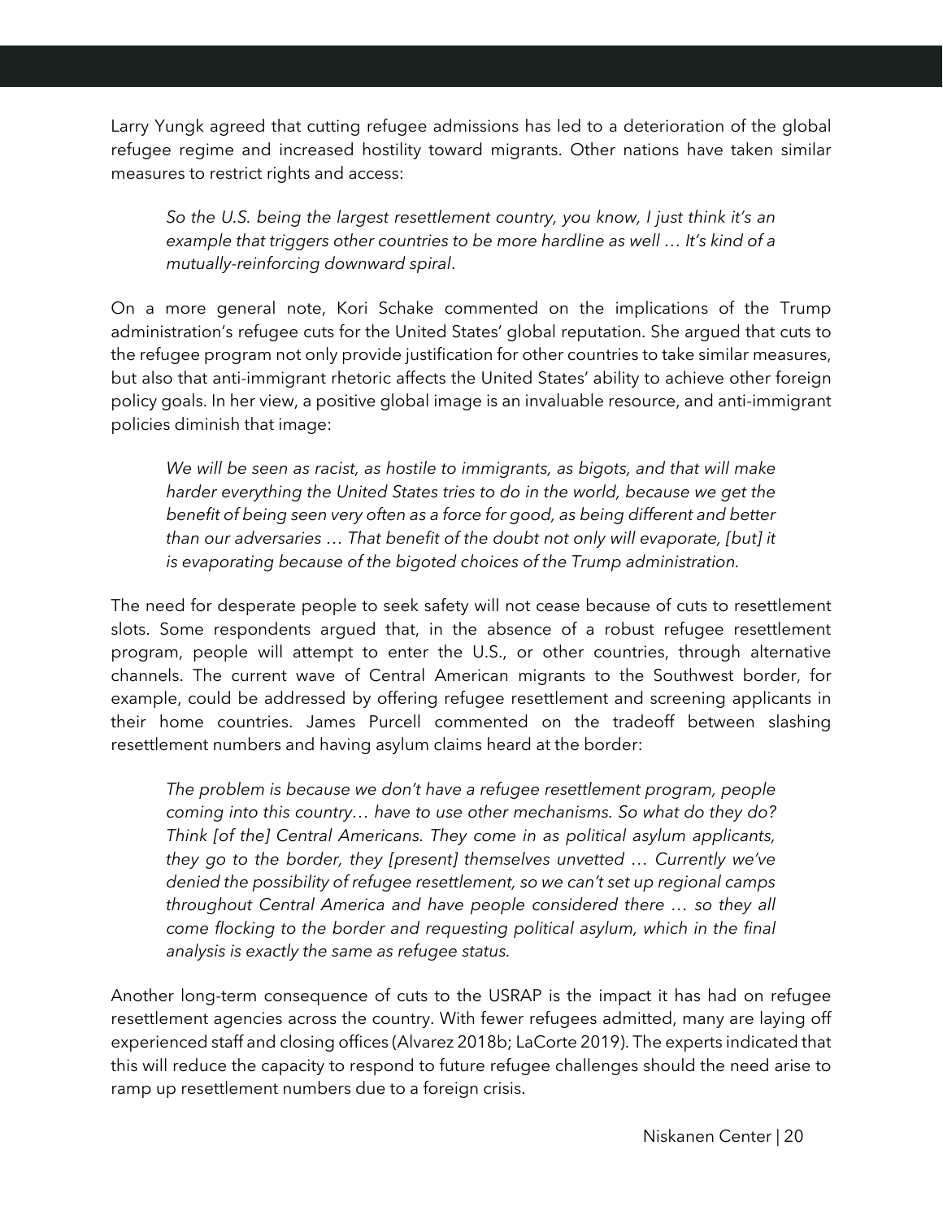Larry Yungk agreed that cutting refugee admissions has led to a deterioration of the global refugee regime and increased hostility toward migrants. Other nations have taken similar measures to restrict rights and access:

> *So the U.S. being the largest resettlement country, you know, I just think it's an example that triggers other countries to be more hardline as well … It's kind of a mutually-reinforcing downward spiral*.

On a more general note, Kori Schake commented on the implications of the Trump administration's refugee cuts for the United States' global reputation. She argued that cuts to the refugee program not only provide justification for other countries to take similar measures, but also that anti-immigrant rhetoric affects the United States' ability to achieve other foreign policy goals. In her view, a positive global image is an invaluable resource, and anti-immigrant policies diminish that image:

> *We will be seen as racist, as hostile to immigrants, as bigots, and that will make harder everything the United States tries to do in the world, because we get the benefit of being seen very often as a force for good, as being different and better than our adversaries … That benefit of the doubt not only will evaporate, [but] it is evaporating because of the bigoted choices of the Trump administration.*

The need for desperate people to seek safety will not cease because of cuts to resettlement slots. Some respondents argued that, in the absence of a robust refugee resettlement program, people will attempt to enter the U.S., or other countries, through alternative channels. The current wave of Central American migrants to the Southwest border, for example, could be addressed by offering refugee resettlement and screening applicants in their home countries. James Purcell commented on the tradeoff between slashing resettlement numbers and having asylum claims heard at the border:

> *The problem is because we don't have a refugee resettlement program, people coming into this country… have to use other mechanisms. So what do they do? Think [of the] Central Americans. They come in as political asylum applicants, they go to the border, they [present] themselves unvetted … Currently we've denied the possibility of refugee resettlement, so we can't set up regional camps throughout Central America and have people considered there … so they all come flocking to the border and requesting political asylum, which in the final analysis is exactly the same as refugee status.*

Another long-term consequence of cuts to the USRAP is the impact it has had on refugee resettlement agencies across the country. With fewer refugees admitted, many are laying off experienced staff and closing offices (Alvarez 2018b; LaCorte 2019). The experts indicated that this will reduce the capacity to respond to future refugee challenges should the need arise to ramp up resettlement numbers due to a foreign crisis.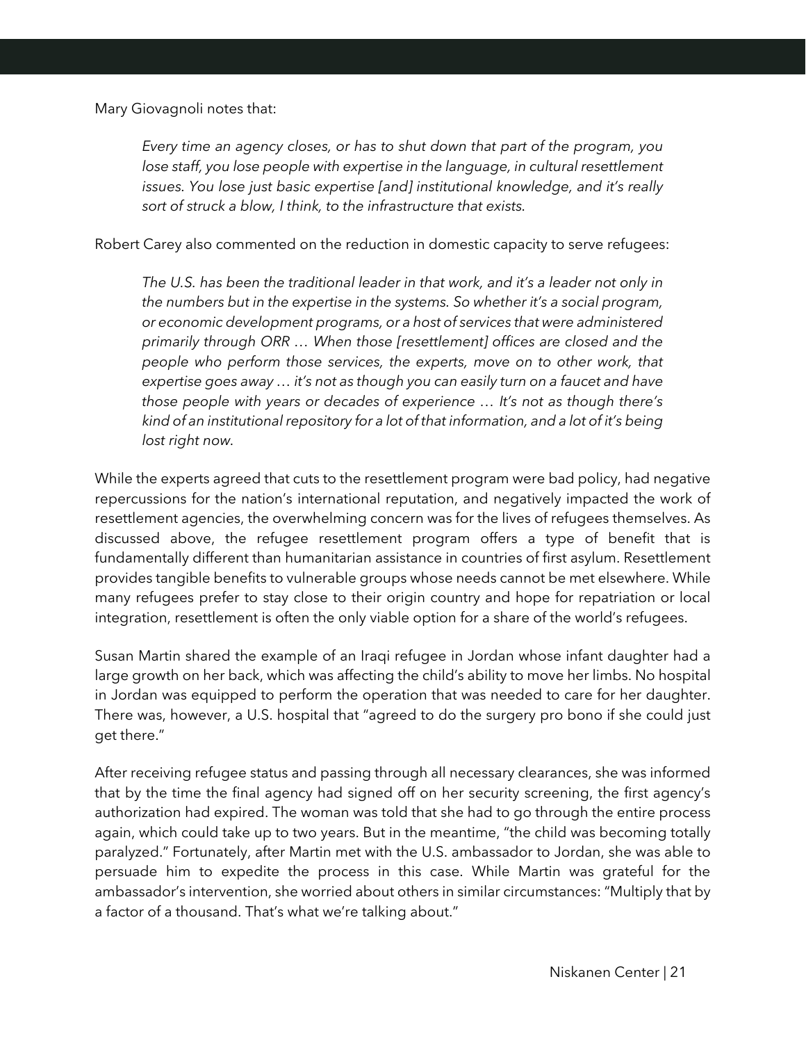Mary Giovagnoli notes that:

> *Every time an agency closes, or has to shut down that part of the program, you lose staff, you lose people with expertise in the language, in cultural resettlement issues. You lose just basic expertise [and] institutional knowledge, and it's really sort of struck a blow, I think, to the infrastructure that exists.*

Robert Carey also commented on the reduction in domestic capacity to serve refugees:

> *The U.S. has been the traditional leader in that work, and it's a leader not only in the numbers but in the expertise in the systems. So whether it's a social program, or economic development programs, or a host of services that were administered primarily through ORR … When those [resettlement] offices are closed and the people who perform those services, the experts, move on to other work, that expertise goes away … it's not as though you can easily turn on a faucet and have those people with years or decades of experience … It's not as though there's kind of an institutional repository for a lot of that information, and a lot of it's being lost right now.*

While the experts agreed that cuts to the resettlement program were bad policy, had negative repercussions for the nation's international reputation, and negatively impacted the work of resettlement agencies, the overwhelming concern was for the lives of refugees themselves. As discussed above, the refugee resettlement program offers a type of benefit that is fundamentally different than humanitarian assistance in countries of first asylum. Resettlement provides tangible benefits to vulnerable groups whose needs cannot be met elsewhere. While many refugees prefer to stay close to their origin country and hope for repatriation or local integration, resettlement is often the only viable option for a share of the world's refugees.

Susan Martin shared the example of an Iraqi refugee in Jordan whose infant daughter had a large growth on her back, which was affecting the child's ability to move her limbs. No hospital in Jordan was equipped to perform the operation that was needed to care for her daughter. There was, however, a U.S. hospital that "agreed to do the surgery pro bono if she could just get there."

After receiving refugee status and passing through all necessary clearances, she was informed that by the time the final agency had signed off on her security screening, the first agency's authorization had expired. The woman was told that she had to go through the entire process again, which could take up to two years. But in the meantime, "the child was becoming totally paralyzed." Fortunately, after Martin met with the U.S. ambassador to Jordan, she was able to persuade him to expedite the process in this case. While Martin was grateful for the ambassador's intervention, she worried about others in similar circumstances: "Multiply that by a factor of a thousand. That's what we're talking about."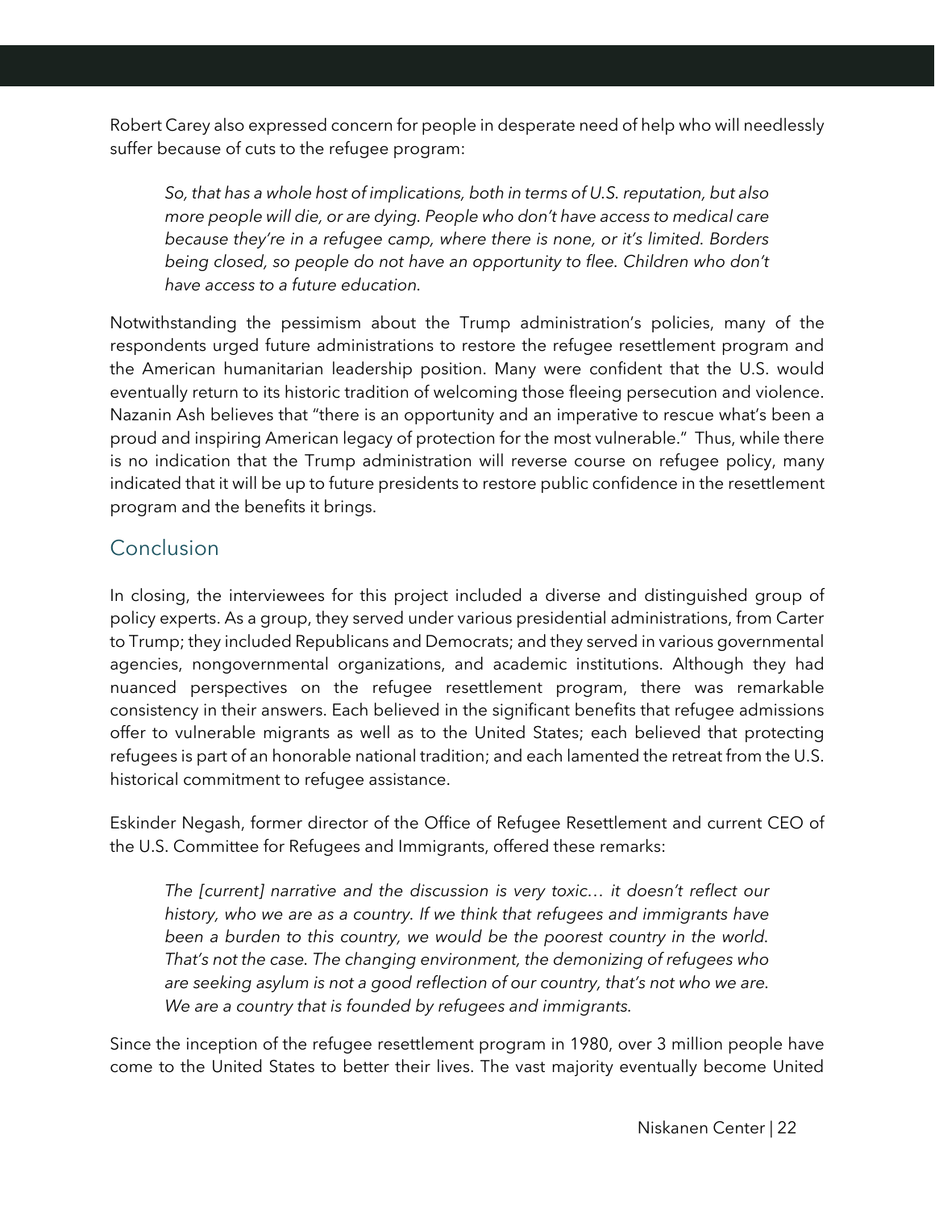Robert Carey also expressed concern for people in desperate need of help who will needlessly suffer because of cuts to the refugee program:

> *So, that has a whole host of implications, both in terms of U.S. reputation, but also more people will die, or are dying. People who don't have access to medical care because they're in a refugee camp, where there is none, or it's limited. Borders being closed, so people do not have an opportunity to flee. Children who don't have access to a future education.*

Notwithstanding the pessimism about the Trump administration's policies, many of the respondents urged future administrations to restore the refugee resettlement program and the American humanitarian leadership position. Many were confident that the U.S. would eventually return to its historic tradition of welcoming those fleeing persecution and violence. Nazanin Ash believes that "there is an opportunity and an imperative to rescue what's been a proud and inspiring American legacy of protection for the most vulnerable." Thus, while there is no indication that the Trump administration will reverse course on refugee policy, many indicated that it will be up to future presidents to restore public confidence in the resettlement program and the benefits it brings.

## Conclusion

In closing, the interviewees for this project included a diverse and distinguished group of policy experts. As a group, they served under various presidential administrations, from Carter to Trump; they included Republicans and Democrats; and they served in various governmental agencies, nongovernmental organizations, and academic institutions. Although they had nuanced perspectives on the refugee resettlement program, there was remarkable consistency in their answers. Each believed in the significant benefits that refugee admissions offer to vulnerable migrants as well as to the United States; each believed that protecting refugees is part of an honorable national tradition; and each lamented the retreat from the U.S. historical commitment to refugee assistance.

Eskinder Negash, former director of the Office of Refugee Resettlement and current CEO of the U.S. Committee for Refugees and Immigrants, offered these remarks:

> *The [current] narrative and the discussion is very toxic… it doesn't reflect our history, who we are as a country. If we think that refugees and immigrants have been a burden to this country, we would be the poorest country in the world. That's not the case. The changing environment, the demonizing of refugees who are seeking asylum is not a good reflection of our country, that's not who we are. We are a country that is founded by refugees and immigrants.*

Since the inception of the refugee resettlement program in 1980, over 3 million people have come to the United States to better their lives. The vast majority eventually become United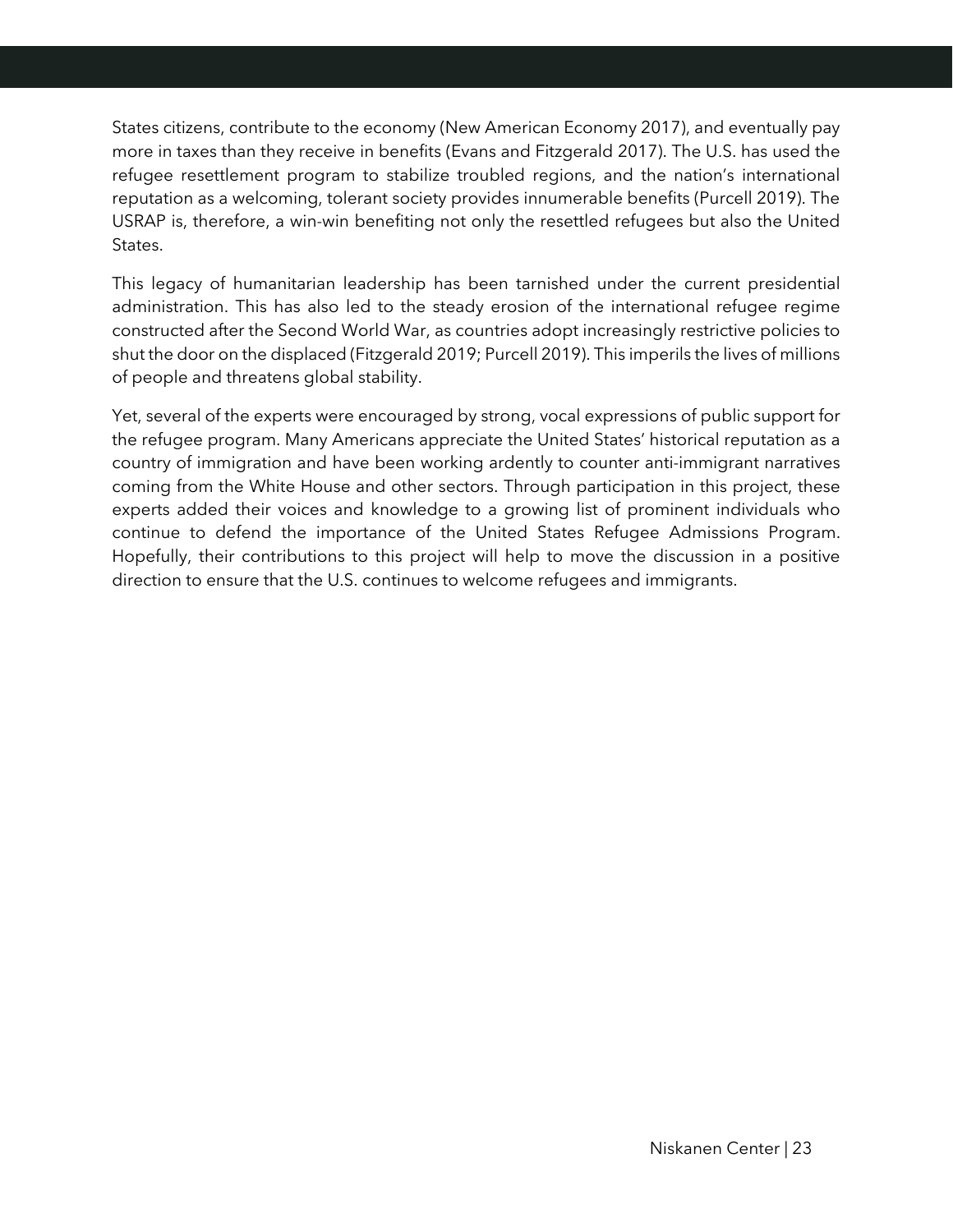States citizens, contribute to the economy (New American Economy 2017), and eventually pay more in taxes than they receive in benefits (Evans and Fitzgerald 2017). The U.S. has used the refugee resettlement program to stabilize troubled regions, and the nation's international reputation as a welcoming, tolerant society provides innumerable benefits (Purcell 2019). The USRAP is, therefore, a win-win benefiting not only the resettled refugees but also the United States.

This legacy of humanitarian leadership has been tarnished under the current presidential administration. This has also led to the steady erosion of the international refugee regime constructed after the Second World War, as countries adopt increasingly restrictive policies to shut the door on the displaced (Fitzgerald 2019; Purcell 2019). This imperils the lives of millions of people and threatens global stability.

Yet, several of the experts were encouraged by strong, vocal expressions of public support for the refugee program. Many Americans appreciate the United States' historical reputation as a country of immigration and have been working ardently to counter anti-immigrant narratives coming from the White House and other sectors. Through participation in this project, these experts added their voices and knowledge to a growing list of prominent individuals who continue to defend the importance of the United States Refugee Admissions Program. Hopefully, their contributions to this project will help to move the discussion in a positive direction to ensure that the U.S. continues to welcome refugees and immigrants.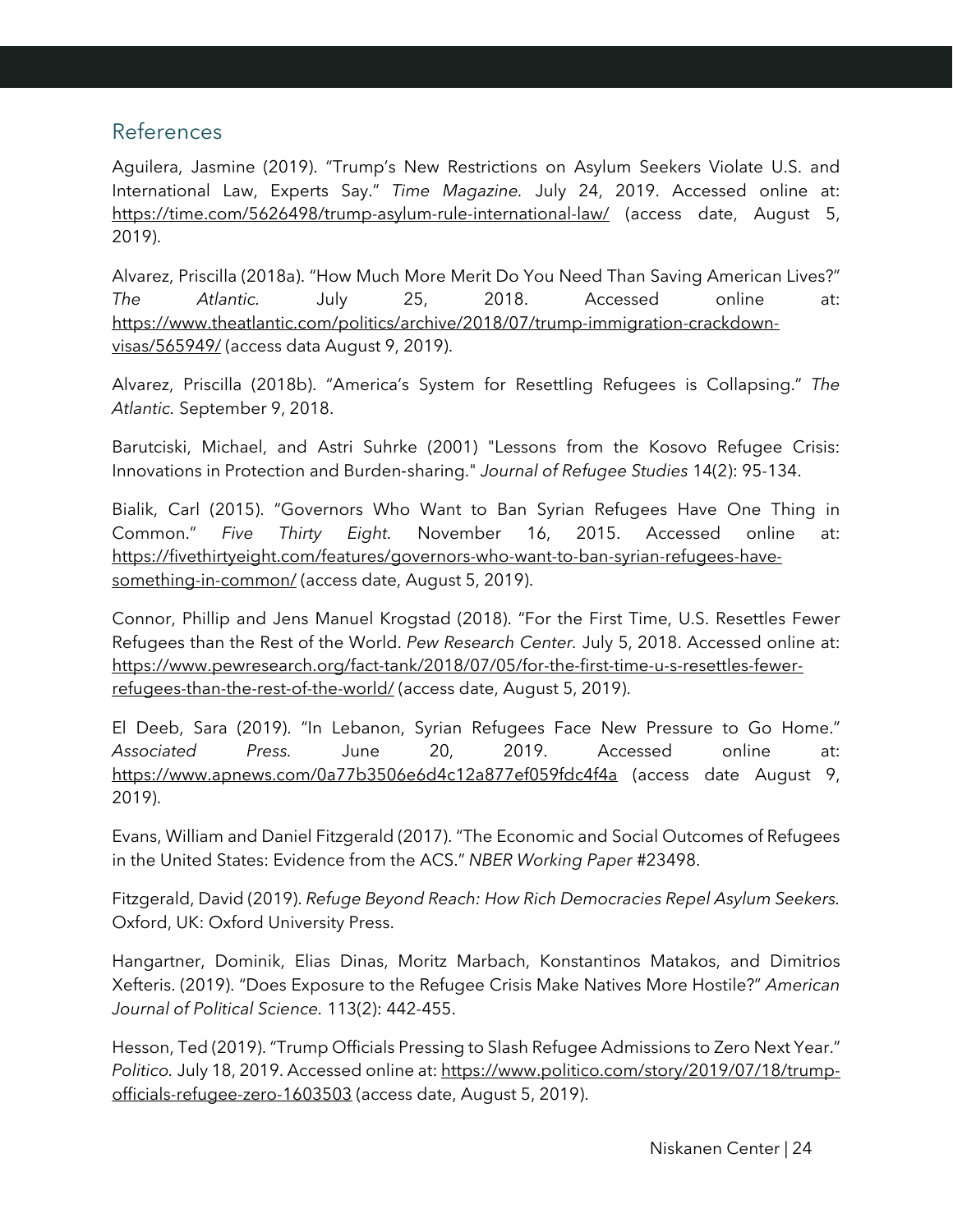## References

Aguilera, Jasmine (2019). "Trump's New Restrictions on Asylum Seekers Violate U.S. and International Law, Experts Say." *Time Magazine*. July 24, 2019. Accessed online at: https://time.com/5626498/trump-asylum-rule-international-law/ (access date, August 5, 2019).

Alvarez, Priscilla (2018a). "How Much More Merit Do You Need Than Saving American Lives?" *The Atlantic*. July 25, 2018. Accessed online at: https://www.theatlantic.com/politics/archive/2018/07/trump-immigration-crackdown-visas/565949/ (access data August 9, 2019).

Alvarez, Priscilla (2018b). "America's System for Resettling Refugees is Collapsing." *The Atlantic*. September 9, 2018.

Barutciski, Michael, and Astri Suhrke (2001) "Lessons from the Kosovo Refugee Crisis: Innovations in Protection and Burden-sharing." *Journal of Refugee Studies* 14(2): 95-134.

Bialik, Carl (2015). "Governors Who Want to Ban Syrian Refugees Have One Thing in Common." *Five Thirty Eight*. November 16, 2015. Accessed online at: https://fivethirtyeight.com/features/governors-who-want-to-ban-syrian-refugees-have-something-in-common/ (access date, August 5, 2019).

Connor, Phillip and Jens Manuel Krogstad (2018). "For the First Time, U.S. Resettles Fewer Refugees than the Rest of the World. *Pew Research Center*. July 5, 2018. Accessed online at: https://www.pewresearch.org/fact-tank/2018/07/05/for-the-first-time-u-s-resettles-fewer-refugees-than-the-rest-of-the-world/ (access date, August 5, 2019).

El Deeb, Sara (2019). "In Lebanon, Syrian Refugees Face New Pressure to Go Home." *Associated Press*. June 20, 2019. Accessed online at: https://www.apnews.com/0a77b3506e6d4c12a877ef059fdc4f4a (access date August 9, 2019).

Evans, William and Daniel Fitzgerald (2017). "The Economic and Social Outcomes of Refugees in the United States: Evidence from the ACS." *NBER Working Paper* #23498.

Fitzgerald, David (2019). *Refuge Beyond Reach: How Rich Democracies Repel Asylum Seekers*. Oxford, UK: Oxford University Press.

Hangartner, Dominik, Elias Dinas, Moritz Marbach, Konstantinos Matakos, and Dimitrios Xefteris. (2019). "Does Exposure to the Refugee Crisis Make Natives More Hostile?" *American Journal of Political Science*. 113(2): 442-455.

Hesson, Ted (2019). "Trump Officials Pressing to Slash Refugee Admissions to Zero Next Year." *Politico*. July 18, 2019. Accessed online at: https://www.politico.com/story/2019/07/18/trump-officials-refugee-zero-1603503 (access date, August 5, 2019).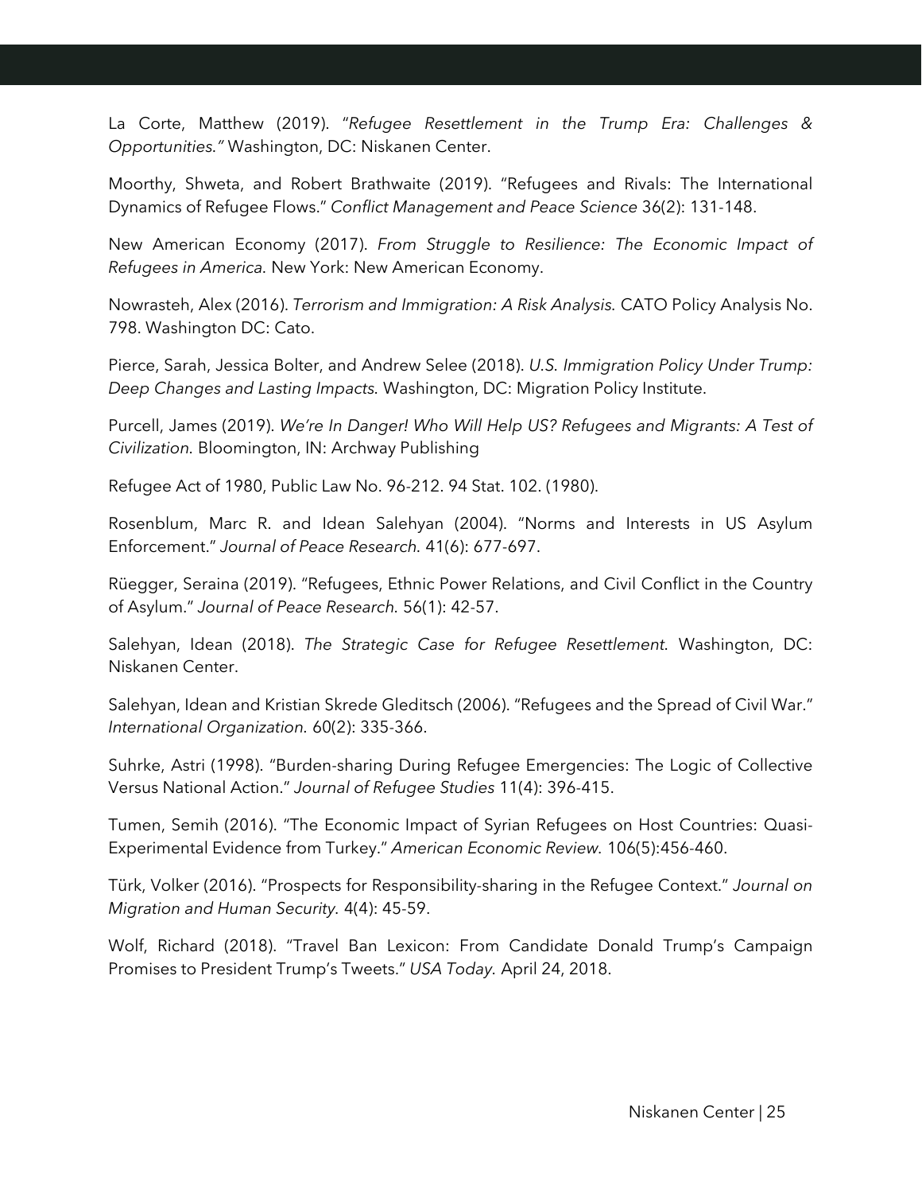La Corte, Matthew (2019). "*Refugee Resettlement in the Trump Era: Challenges & Opportunities."* Washington, DC: Niskanen Center.

Moorthy, Shweta, and Robert Brathwaite (2019). "Refugees and Rivals: The International Dynamics of Refugee Flows." *Conflict Management and Peace Science* 36(2): 131-148.

New American Economy (2017). *From Struggle to Resilience: The Economic Impact of Refugees in America.* New York: New American Economy.

Nowrasteh, Alex (2016). *Terrorism and Immigration: A Risk Analysis.* CATO Policy Analysis No. 798. Washington DC: Cato.

Pierce, Sarah, Jessica Bolter, and Andrew Selee (2018). *U.S. Immigration Policy Under Trump: Deep Changes and Lasting Impacts.* Washington, DC: Migration Policy Institute.

Purcell, James (2019). *We're In Danger! Who Will Help US? Refugees and Migrants: A Test of Civilization.* Bloomington, IN: Archway Publishing

Refugee Act of 1980, Public Law No. 96-212. 94 Stat. 102. (1980).

Rosenblum, Marc R. and Idean Salehyan (2004). "Norms and Interests in US Asylum Enforcement." *Journal of Peace Research.* 41(6): 677-697.

Rüegger, Seraina (2019). "Refugees, Ethnic Power Relations, and Civil Conflict in the Country of Asylum." *Journal of Peace Research.* 56(1): 42-57.

Salehyan, Idean (2018). *The Strategic Case for Refugee Resettlement.* Washington, DC: Niskanen Center.

Salehyan, Idean and Kristian Skrede Gleditsch (2006). "Refugees and the Spread of Civil War." *International Organization.* 60(2): 335-366.

Suhrke, Astri (1998). "Burden-sharing During Refugee Emergencies: The Logic of Collective Versus National Action." *Journal of Refugee Studies* 11(4): 396-415.

Tumen, Semih (2016). "The Economic Impact of Syrian Refugees on Host Countries: Quasi-Experimental Evidence from Turkey." *American Economic Review.* 106(5):456-460.

Türk, Volker (2016). "Prospects for Responsibility-sharing in the Refugee Context." *Journal on Migration and Human Security.* 4(4): 45-59.

Wolf, Richard (2018). "Travel Ban Lexicon: From Candidate Donald Trump's Campaign Promises to President Trump's Tweets." *USA Today.* April 24, 2018.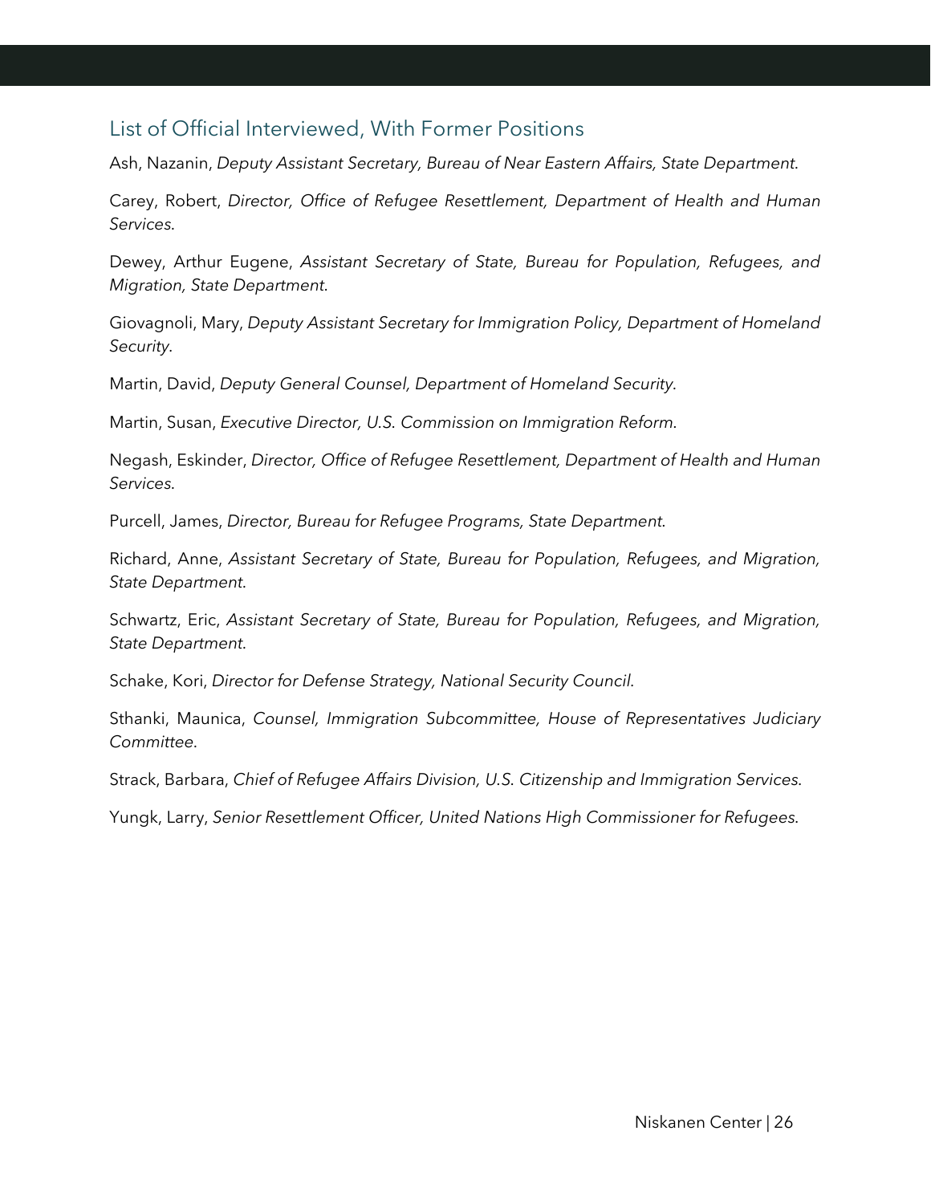## List of Official Interviewed, With Former Positions

Ash, Nazanin, *Deputy Assistant Secretary, Bureau of Near Eastern Affairs, State Department*.

Carey, Robert, *Director, Office of Refugee Resettlement, Department of Health and Human Services*.

Dewey, Arthur Eugene, *Assistant Secretary of State, Bureau for Population, Refugees, and Migration, State Department*.

Giovagnoli, Mary, *Deputy Assistant Secretary for Immigration Policy, Department of Homeland Security*.

Martin, David, *Deputy General Counsel, Department of Homeland Security*.

Martin, Susan, *Executive Director, U.S. Commission on Immigration Reform*.

Negash, Eskinder, *Director, Office of Refugee Resettlement, Department of Health and Human Services*.

Purcell, James, *Director, Bureau for Refugee Programs, State Department*.

Richard, Anne, *Assistant Secretary of State, Bureau for Population, Refugees, and Migration, State Department*.

Schwartz, Eric, *Assistant Secretary of State, Bureau for Population, Refugees, and Migration, State Department*.

Schake, Kori, *Director for Defense Strategy, National Security Council*.

Sthanki, Maunica, *Counsel, Immigration Subcommittee, House of Representatives Judiciary Committee*.

Strack, Barbara, *Chief of Refugee Affairs Division, U.S. Citizenship and Immigration Services.*

Yungk, Larry, *Senior Resettlement Officer, United Nations High Commissioner for Refugees.*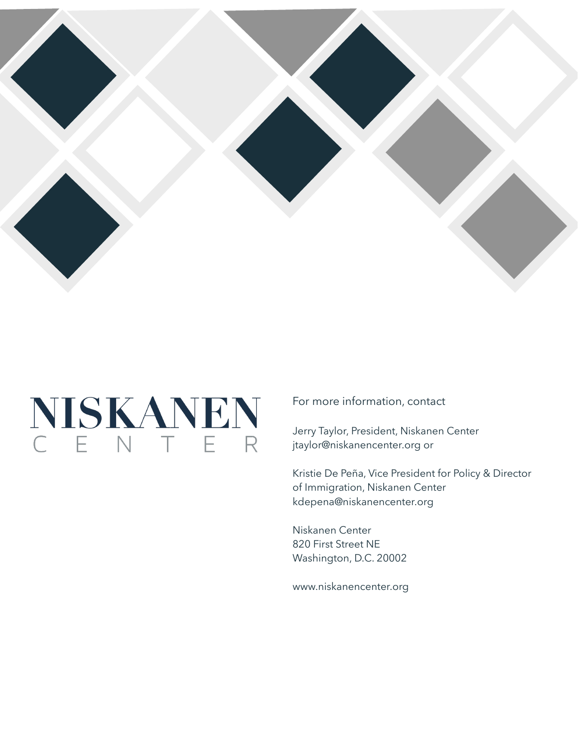NISKANEN CENTER

For more information, contact

Jerry Taylor, President, Niskanen Center
jtaylor@niskanencenter.org or

Kristie De Peña, Vice President for Policy & Director of Immigration, Niskanen Center
kdepena@niskanencenter.org

Niskanen Center
820 First Street NE
Washington, D.C. 20002

www.niskanencenter.org